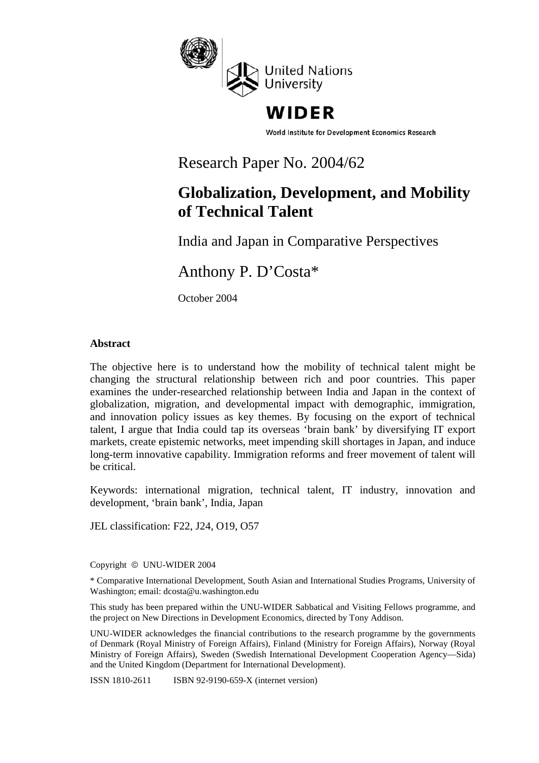United Nations University

WIDER

World Institute for Development Economics Research

Research Paper No. 2004/62

# Globalization, Development, and Mobility of Technical Talent

India and Japan in Comparative Perspectives

Anthony P. D'Costa*

October 2004

## Abstract

The objective here is to understand how the mobility of technical talent might be changing the structural relationship between rich and poor countries. This paper examines the under-researched relationship between India and Japan in the context of globalization, migration, and developmental impact with demographic, immigration, and innovation policy issues as key themes. By focusing on the export of technical talent, I argue that India could tap its overseas 'brain bank' by diversifying IT export markets, create epistemic networks, meet impending skill shortages in Japan, and induce long-term innovative capability. Immigration reforms and freer movement of talent will be critical.

Keywords: international migration, technical talent, IT industry, innovation and development, 'brain bank', India, Japan

JEL classification: F22, J24, O19, O57

Copyright © UNU-WIDER 2004

* Comparative International Development, South Asian and International Studies Programs, University of Washington; email: dcosta@u.washington.edu

This study has been prepared within the UNU-WIDER Sabbatical and Visiting Fellows programme, and the project on New Directions in Development Economics, directed by Tony Addison.

UNU-WIDER acknowledges the financial contributions to the research programme by the governments of Denmark (Royal Ministry of Foreign Affairs), Finland (Ministry for Foreign Affairs), Norway (Royal Ministry of Foreign Affairs), Sweden (Swedish International Development Cooperation Agency—Sida) and the United Kingdom (Department for International Development).

ISSN 1810-2611 ISBN 92-9190-659-X (internet version)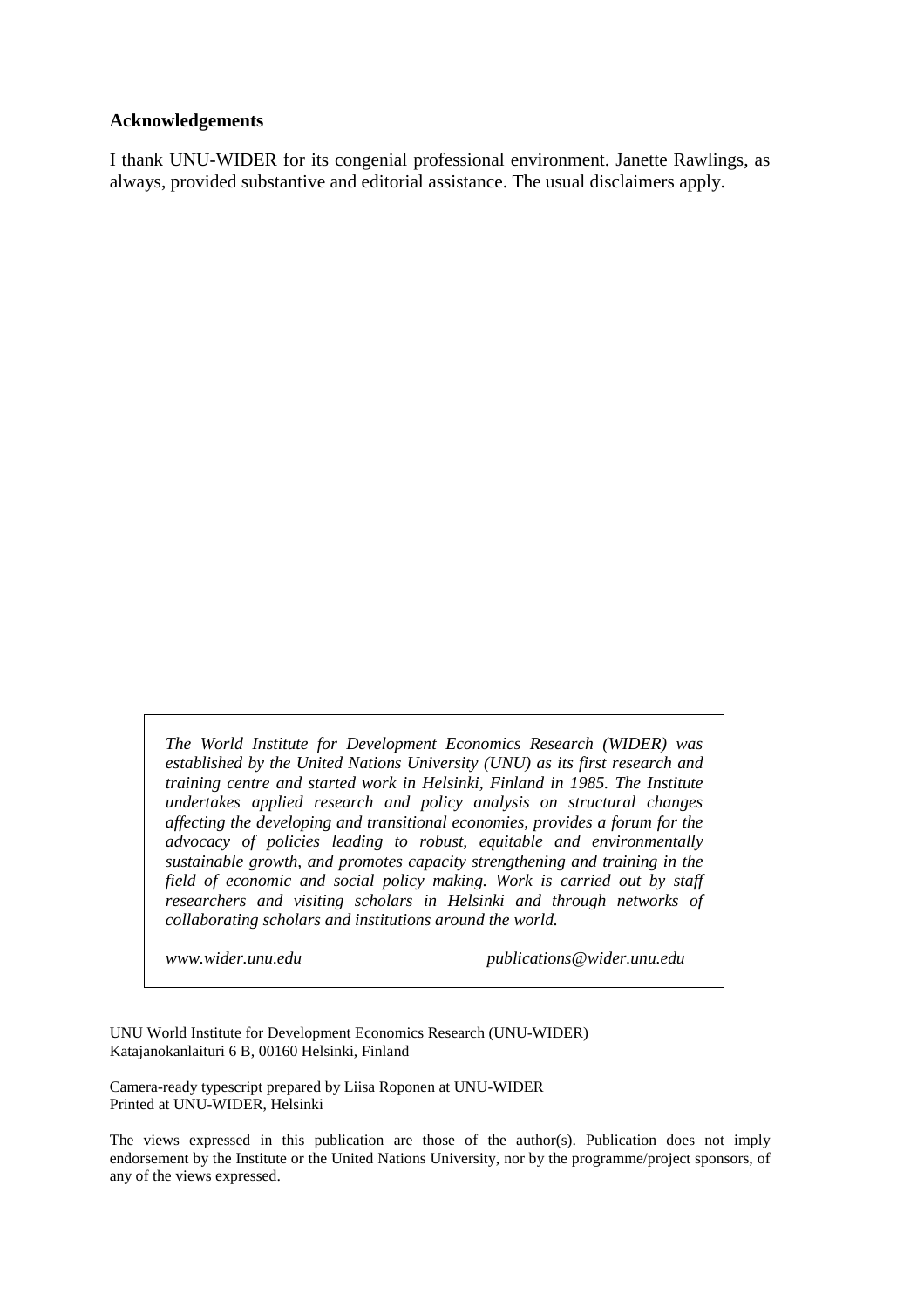**Acknowledgements**

I thank UNU-WIDER for its congenial professional environment. Janette Rawlings, as always, provided substantive and editorial assistance. The usual disclaimers apply.

*The World Institute for Development Economics Research (WIDER) was established by the United Nations University (UNU) as its first research and training centre and started work in Helsinki, Finland in 1985. The Institute undertakes applied research and policy analysis on structural changes affecting the developing and transitional economies, provides a forum for the advocacy of policies leading to robust, equitable and environmentally sustainable growth, and promotes capacity strengthening and training in the field of economic and social policy making. Work is carried out by staff researchers and visiting scholars in Helsinki and through networks of collaborating scholars and institutions around the world.*

*www.wider.unu.edu* *publications@wider.unu.edu*

UNU World Institute for Development Economics Research (UNU-WIDER)
Katajanokanlaituri 6 B, 00160 Helsinki, Finland

Camera-ready typescript prepared by Liisa Roponen at UNU-WIDER
Printed at UNU-WIDER, Helsinki

The views expressed in this publication are those of the author(s). Publication does not imply endorsement by the Institute or the United Nations University, nor by the programme/project sponsors, of any of the views expressed.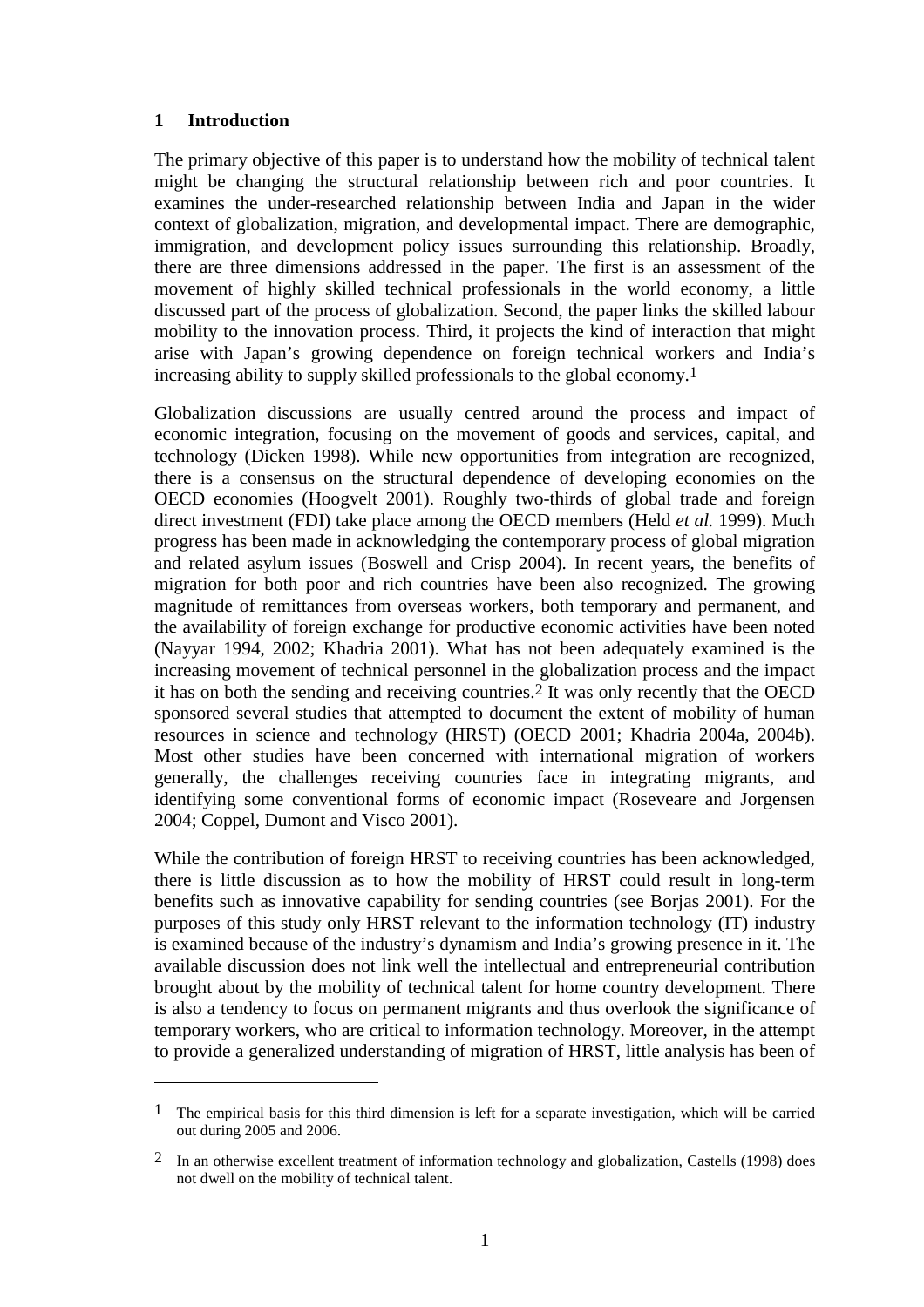# 1 Introduction

The primary objective of this paper is to understand how the mobility of technical talent might be changing the structural relationship between rich and poor countries. It examines the under-researched relationship between India and Japan in the wider context of globalization, migration, and developmental impact. There are demographic, immigration, and development policy issues surrounding this relationship. Broadly, there are three dimensions addressed in the paper. The first is an assessment of the movement of highly skilled technical professionals in the world economy, a little discussed part of the process of globalization. Second, the paper links the skilled labour mobility to the innovation process. Third, it projects the kind of interaction that might arise with Japan's growing dependence on foreign technical workers and India's increasing ability to supply skilled professionals to the global economy.[1]

Globalization discussions are usually centred around the process and impact of economic integration, focusing on the movement of goods and services, capital, and technology (Dicken 1998). While new opportunities from integration are recognized, there is a consensus on the structural dependence of developing economies on the OECD economies (Hoogvelt 2001). Roughly two-thirds of global trade and foreign direct investment (FDI) take place among the OECD members (Held *et al.* 1999). Much progress has been made in acknowledging the contemporary process of global migration and related asylum issues (Boswell and Crisp 2004). In recent years, the benefits of migration for both poor and rich countries have been also recognized. The growing magnitude of remittances from overseas workers, both temporary and permanent, and the availability of foreign exchange for productive economic activities have been noted (Nayyar 1994, 2002; Khadria 2001). What has not been adequately examined is the increasing movement of technical personnel in the globalization process and the impact it has on both the sending and receiving countries.[2] It was only recently that the OECD sponsored several studies that attempted to document the extent of mobility of human resources in science and technology (HRST) (OECD 2001; Khadria 2004a, 2004b). Most other studies have been concerned with international migration of workers generally, the challenges receiving countries face in integrating migrants, and identifying some conventional forms of economic impact (Roseveare and Jorgensen 2004; Coppel, Dumont and Visco 2001).

While the contribution of foreign HRST to receiving countries has been acknowledged, there is little discussion as to how the mobility of HRST could result in long-term benefits such as innovative capability for sending countries (see Borjas 2001). For the purposes of this study only HRST relevant to the information technology (IT) industry is examined because of the industry's dynamism and India's growing presence in it. The available discussion does not link well the intellectual and entrepreneurial contribution brought about by the mobility of technical talent for home country development. There is also a tendency to focus on permanent migrants and thus overlook the significance of temporary workers, who are critical to information technology. Moreover, in the attempt to provide a generalized understanding of migration of HRST, little analysis has been of

---

[1] The empirical basis for this third dimension is left for a separate investigation, which will be carried out during 2005 and 2006.

[2] In an otherwise excellent treatment of information technology and globalization, Castells (1998) does not dwell on the mobility of technical talent.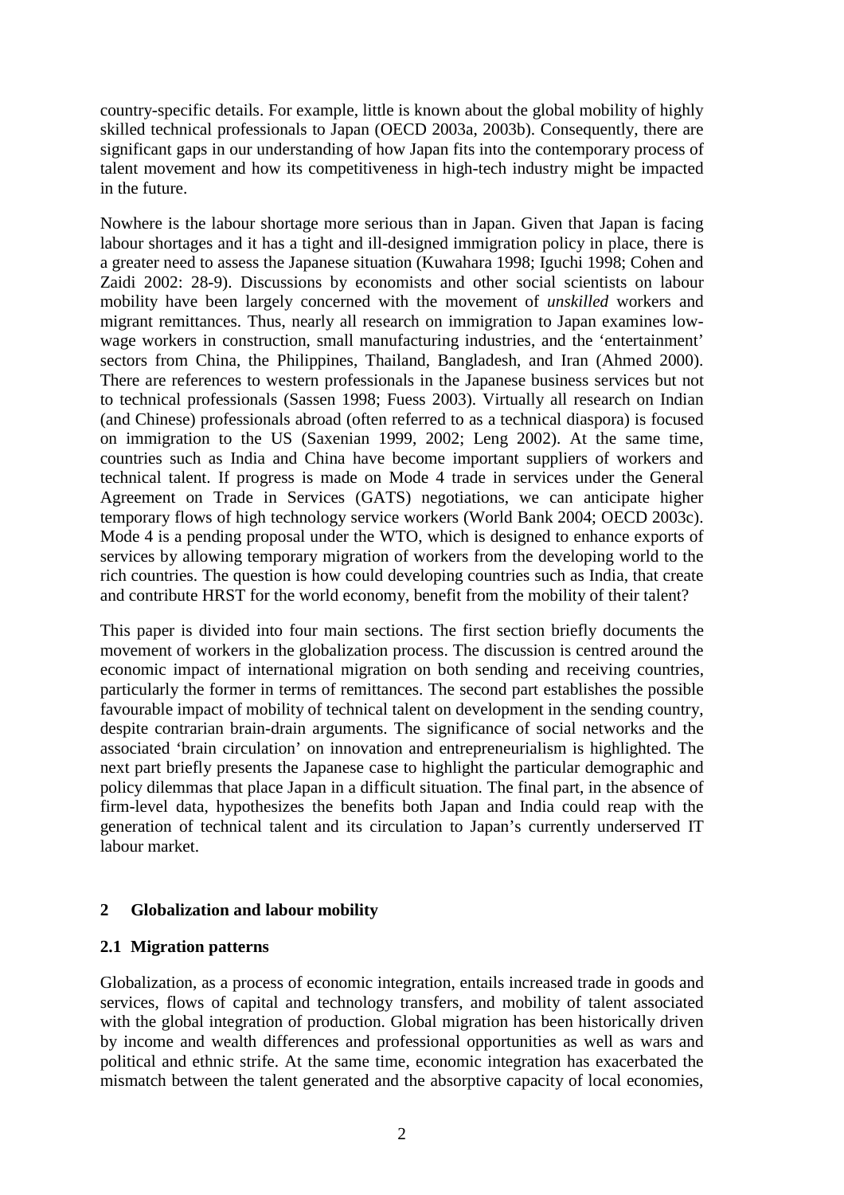country-specific details. For example, little is known about the global mobility of highly skilled technical professionals to Japan (OECD 2003a, 2003b). Consequently, there are significant gaps in our understanding of how Japan fits into the contemporary process of talent movement and how its competitiveness in high-tech industry might be impacted in the future.

Nowhere is the labour shortage more serious than in Japan. Given that Japan is facing labour shortages and it has a tight and ill-designed immigration policy in place, there is a greater need to assess the Japanese situation (Kuwahara 1998; Iguchi 1998; Cohen and Zaidi 2002: 28-9). Discussions by economists and other social scientists on labour mobility have been largely concerned with the movement of *unskilled* workers and migrant remittances. Thus, nearly all research on immigration to Japan examines low-wage workers in construction, small manufacturing industries, and the 'entertainment' sectors from China, the Philippines, Thailand, Bangladesh, and Iran (Ahmed 2000). There are references to western professionals in the Japanese business services but not to technical professionals (Sassen 1998; Fuess 2003). Virtually all research on Indian (and Chinese) professionals abroad (often referred to as a technical diaspora) is focused on immigration to the US (Saxenian 1999, 2002; Leng 2002). At the same time, countries such as India and China have become important suppliers of workers and technical talent. If progress is made on Mode 4 trade in services under the General Agreement on Trade in Services (GATS) negotiations, we can anticipate higher temporary flows of high technology service workers (World Bank 2004; OECD 2003c). Mode 4 is a pending proposal under the WTO, which is designed to enhance exports of services by allowing temporary migration of workers from the developing world to the rich countries. The question is how could developing countries such as India, that create and contribute HRST for the world economy, benefit from the mobility of their talent?

This paper is divided into four main sections. The first section briefly documents the movement of workers in the globalization process. The discussion is centred around the economic impact of international migration on both sending and receiving countries, particularly the former in terms of remittances. The second part establishes the possible favourable impact of mobility of technical talent on development in the sending country, despite contrarian brain-drain arguments. The significance of social networks and the associated 'brain circulation' on innovation and entrepreneurialism is highlighted. The next part briefly presents the Japanese case to highlight the particular demographic and policy dilemmas that place Japan in a difficult situation. The final part, in the absence of firm-level data, hypothesizes the benefits both Japan and India could reap with the generation of technical talent and its circulation to Japan's currently underserved IT labour market.

## 2 Globalization and labour mobility

### 2.1 Migration patterns

Globalization, as a process of economic integration, entails increased trade in goods and services, flows of capital and technology transfers, and mobility of talent associated with the global integration of production. Global migration has been historically driven by income and wealth differences and professional opportunities as well as wars and political and ethnic strife. At the same time, economic integration has exacerbated the mismatch between the talent generated and the absorptive capacity of local economies,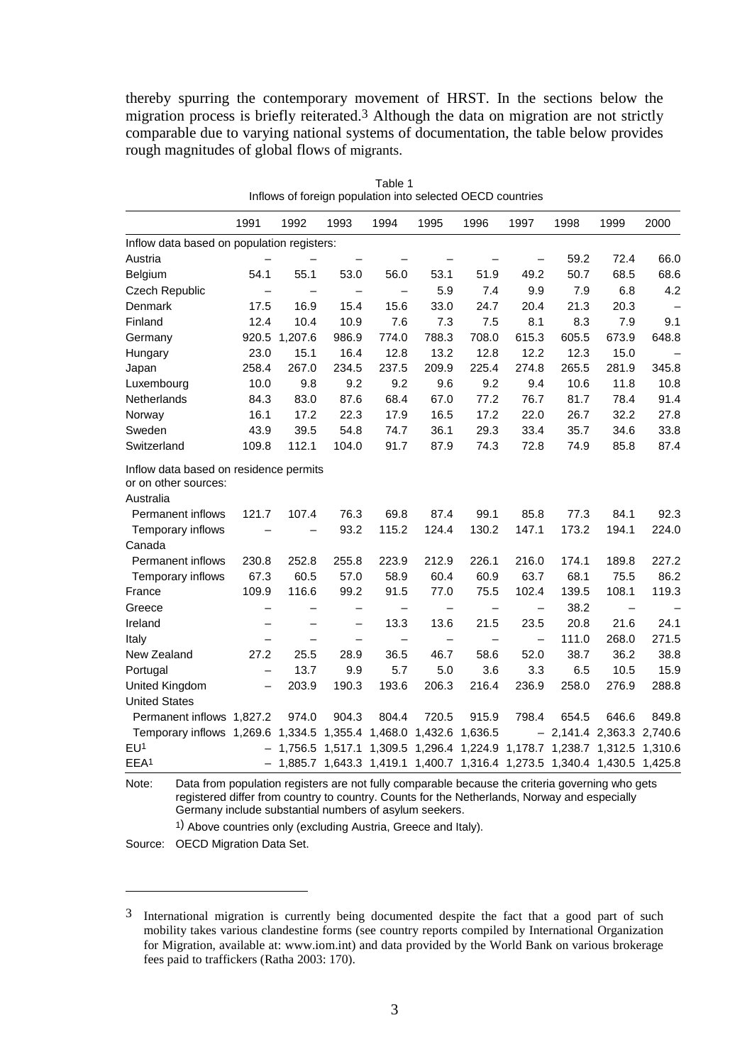thereby spurring the contemporary movement of HRST. In the sections below the migration process is briefly reiterated.[3] Although the data on migration are not strictly comparable due to varying national systems of documentation, the table below provides rough magnitudes of global flows of migrants.

Table 1
Inflows of foreign population into selected OECD countries

| | 1991 | 1992 | 1993 | 1994 | 1995 | 1996 | 1997 | 1998 | 1999 | 2000 |
|---|---|---|---|---|---|---|---|---|---|---|
| Inflow data based on population registers: | | | | | | | | | | |
| Austria | – | – | – | – | – | – | – | 59.2 | 72.4 | 66.0 |
| Belgium | 54.1 | 55.1 | 53.0 | 56.0 | 53.1 | 51.9 | 49.2 | 50.7 | 68.5 | 68.6 |
| Czech Republic | – | – | – | – | 5.9 | 7.4 | 9.9 | 7.9 | 6.8 | 4.2 |
| Denmark | 17.5 | 16.9 | 15.4 | 15.6 | 33.0 | 24.7 | 20.4 | 21.3 | 20.3 | – |
| Finland | 12.4 | 10.4 | 10.9 | 7.6 | 7.3 | 7.5 | 8.1 | 8.3 | 7.9 | 9.1 |
| Germany | 920.5 | 1,207.6 | 986.9 | 774.0 | 788.3 | 708.0 | 615.3 | 605.5 | 673.9 | 648.8 |
| Hungary | 23.0 | 15.1 | 16.4 | 12.8 | 13.2 | 12.8 | 12.2 | 12.3 | 15.0 | – |
| Japan | 258.4 | 267.0 | 234.5 | 237.5 | 209.9 | 225.4 | 274.8 | 265.5 | 281.9 | 345.8 |
| Luxembourg | 10.0 | 9.8 | 9.2 | 9.2 | 9.6 | 9.2 | 9.4 | 10.6 | 11.8 | 10.8 |
| Netherlands | 84.3 | 83.0 | 87.6 | 68.4 | 67.0 | 77.2 | 76.7 | 81.7 | 78.4 | 91.4 |
| Norway | 16.1 | 17.2 | 22.3 | 17.9 | 16.5 | 17.2 | 22.0 | 26.7 | 32.2 | 27.8 |
| Sweden | 43.9 | 39.5 | 54.8 | 74.7 | 36.1 | 29.3 | 33.4 | 35.7 | 34.6 | 33.8 |
| Switzerland | 109.8 | 112.1 | 104.0 | 91.7 | 87.9 | 74.3 | 72.8 | 74.9 | 85.8 | 87.4 |
| Inflow data based on residence permits or on other sources: | | | | | | | | | | |
| Australia | | | | | | | | | | |
| Permanent inflows | 121.7 | 107.4 | 76.3 | 69.8 | 87.4 | 99.1 | 85.8 | 77.3 | 84.1 | 92.3 |
| Temporary inflows | – | – | 93.2 | 115.2 | 124.4 | 130.2 | 147.1 | 173.2 | 194.1 | 224.0 |
| Canada | | | | | | | | | | |
| Permanent inflows | 230.8 | 252.8 | 255.8 | 223.9 | 212.9 | 226.1 | 216.0 | 174.1 | 189.8 | 227.2 |
| Temporary inflows | 67.3 | 60.5 | 57.0 | 58.9 | 60.4 | 60.9 | 63.7 | 68.1 | 75.5 | 86.2 |
| France | 109.9 | 116.6 | 99.2 | 91.5 | 77.0 | 75.5 | 102.4 | 139.5 | 108.1 | 119.3 |
| Greece | – | – | – | – | – | – | – | 38.2 | – | – |
| Ireland | – | – | – | 13.3 | 13.6 | 21.5 | 23.5 | 20.8 | 21.6 | 24.1 |
| Italy | – | – | – | – | – | – | – | 111.0 | 268.0 | 271.5 |
| New Zealand | 27.2 | 25.5 | 28.9 | 36.5 | 46.7 | 58.6 | 52.0 | 38.7 | 36.2 | 38.8 |
| Portugal | – | 13.7 | 9.9 | 5.7 | 5.0 | 3.6 | 3.3 | 6.5 | 10.5 | 15.9 |
| United Kingdom | – | 203.9 | 190.3 | 193.6 | 206.3 | 216.4 | 236.9 | 258.0 | 276.9 | 288.8 |
| United States | | | | | | | | | | |
| Permanent inflows | 1,827.2 | 974.0 | 904.3 | 804.4 | 720.5 | 915.9 | 798.4 | 654.5 | 646.6 | 849.8 |
| Temporary inflows | 1,269.6 | 1,334.5 | 1,355.4 | 1,468.0 | 1,432.6 | 1,636.5 | – | 2,141.4 | 2,363.3 | 2,740.6 |
| EU[1] | – | 1,756.5 | 1,517.1 | 1,309.5 | 1,296.4 | 1,224.9 | 1,178.7 | 1,238.7 | 1,312.5 | 1,310.6 |
| EEA[1] | – | 1,885.7 | 1,643.3 | 1,419.1 | 1,400.7 | 1,316.4 | 1,273.5 | 1,340.4 | 1,430.5 | 1,425.8 |

Note: Data from population registers are not fully comparable because the criteria governing who gets registered differ from country to country. Counts for the Netherlands, Norway and especially Germany include substantial numbers of asylum seekers.

1) Above countries only (excluding Austria, Greece and Italy).

Source: OECD Migration Data Set.

[3] International migration is currently being documented despite the fact that a good part of such mobility takes various clandestine forms (see country reports compiled by International Organization for Migration, available at: www.iom.int) and data provided by the World Bank on various brokerage fees paid to traffickers (Ratha 2003: 170).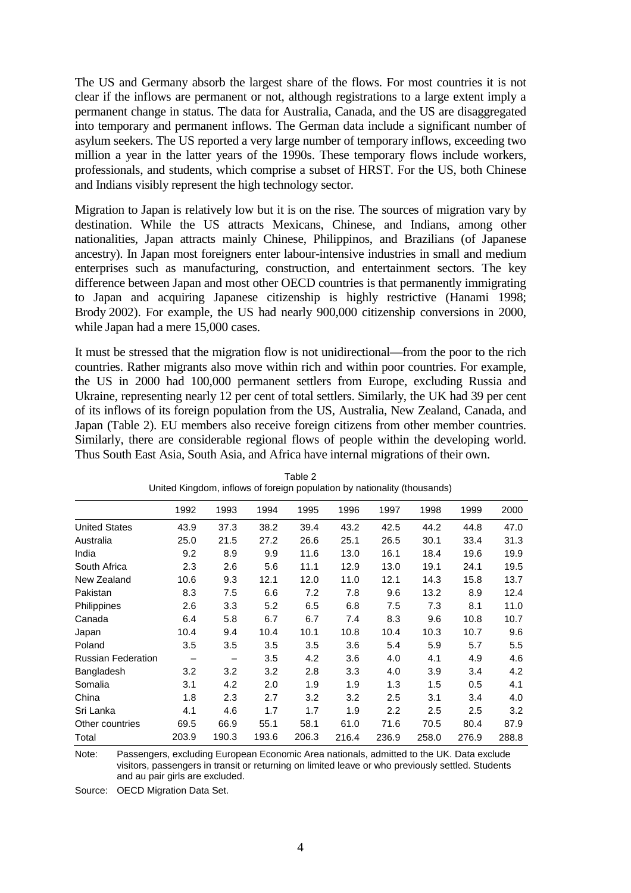The US and Germany absorb the largest share of the flows. For most countries it is not clear if the inflows are permanent or not, although registrations to a large extent imply a permanent change in status. The data for Australia, Canada, and the US are disaggregated into temporary and permanent inflows. The German data include a significant number of asylum seekers. The US reported a very large number of temporary inflows, exceeding two million a year in the latter years of the 1990s. These temporary flows include workers, professionals, and students, which comprise a subset of HRST. For the US, both Chinese and Indians visibly represent the high technology sector.

Migration to Japan is relatively low but it is on the rise. The sources of migration vary by destination. While the US attracts Mexicans, Chinese, and Indians, among other nationalities, Japan attracts mainly Chinese, Philippinos, and Brazilians (of Japanese ancestry). In Japan most foreigners enter labour-intensive industries in small and medium enterprises such as manufacturing, construction, and entertainment sectors. The key difference between Japan and most other OECD countries is that permanently immigrating to Japan and acquiring Japanese citizenship is highly restrictive (Hanami 1998; Brody 2002). For example, the US had nearly 900,000 citizenship conversions in 2000, while Japan had a mere 15,000 cases.

It must be stressed that the migration flow is not unidirectional—from the poor to the rich countries. Rather migrants also move within rich and within poor countries. For example, the US in 2000 had 100,000 permanent settlers from Europe, excluding Russia and Ukraine, representing nearly 12 per cent of total settlers. Similarly, the UK had 39 per cent of its inflows of its foreign population from the US, Australia, New Zealand, Canada, and Japan (Table 2). EU members also receive foreign citizens from other member countries. Similarly, there are considerable regional flows of people within the developing world. Thus South East Asia, South Asia, and Africa have internal migrations of their own.

Table 2
United Kingdom, inflows of foreign population by nationality (thousands)

| | 1992 | 1993 | 1994 | 1995 | 1996 | 1997 | 1998 | 1999 | 2000 |
|---|---|---|---|---|---|---|---|---|---|
| United States | 43.9 | 37.3 | 38.2 | 39.4 | 43.2 | 42.5 | 44.2 | 44.8 | 47.0 |
| Australia | 25.0 | 21.5 | 27.2 | 26.6 | 25.1 | 26.5 | 30.1 | 33.4 | 31.3 |
| India | 9.2 | 8.9 | 9.9 | 11.6 | 13.0 | 16.1 | 18.4 | 19.6 | 19.9 |
| South Africa | 2.3 | 2.6 | 5.6 | 11.1 | 12.9 | 13.0 | 19.1 | 24.1 | 19.5 |
| New Zealand | 10.6 | 9.3 | 12.1 | 12.0 | 11.0 | 12.1 | 14.3 | 15.8 | 13.7 |
| Pakistan | 8.3 | 7.5 | 6.6 | 7.2 | 7.8 | 9.6 | 13.2 | 8.9 | 12.4 |
| Philippines | 2.6 | 3.3 | 5.2 | 6.5 | 6.8 | 7.5 | 7.3 | 8.1 | 11.0 |
| Canada | 6.4 | 5.8 | 6.7 | 6.7 | 7.4 | 8.3 | 9.6 | 10.8 | 10.7 |
| Japan | 10.4 | 9.4 | 10.4 | 10.1 | 10.8 | 10.4 | 10.3 | 10.7 | 9.6 |
| Poland | 3.5 | 3.5 | 3.5 | 3.5 | 3.6 | 5.4 | 5.9 | 5.7 | 5.5 |
| Russian Federation | – | – | 3.5 | 4.2 | 3.6 | 4.0 | 4.1 | 4.9 | 4.6 |
| Bangladesh | 3.2 | 3.2 | 3.2 | 2.8 | 3.3 | 4.0 | 3.9 | 3.4 | 4.2 |
| Somalia | 3.1 | 4.2 | 2.0 | 1.9 | 1.9 | 1.3 | 1.5 | 0.5 | 4.1 |
| China | 1.8 | 2.3 | 2.7 | 3.2 | 3.2 | 2.5 | 3.1 | 3.4 | 4.0 |
| Sri Lanka | 4.1 | 4.6 | 1.7 | 1.7 | 1.9 | 2.2 | 2.5 | 2.5 | 3.2 |
| Other countries | 69.5 | 66.9 | 55.1 | 58.1 | 61.0 | 71.6 | 70.5 | 80.4 | 87.9 |
| Total | 203.9 | 190.3 | 193.6 | 206.3 | 216.4 | 236.9 | 258.0 | 276.9 | 288.8 |

Note: Passengers, excluding European Economic Area nationals, admitted to the UK. Data exclude visitors, passengers in transit or returning on limited leave or who previously settled. Students and au pair girls are excluded.

Source: OECD Migration Data Set.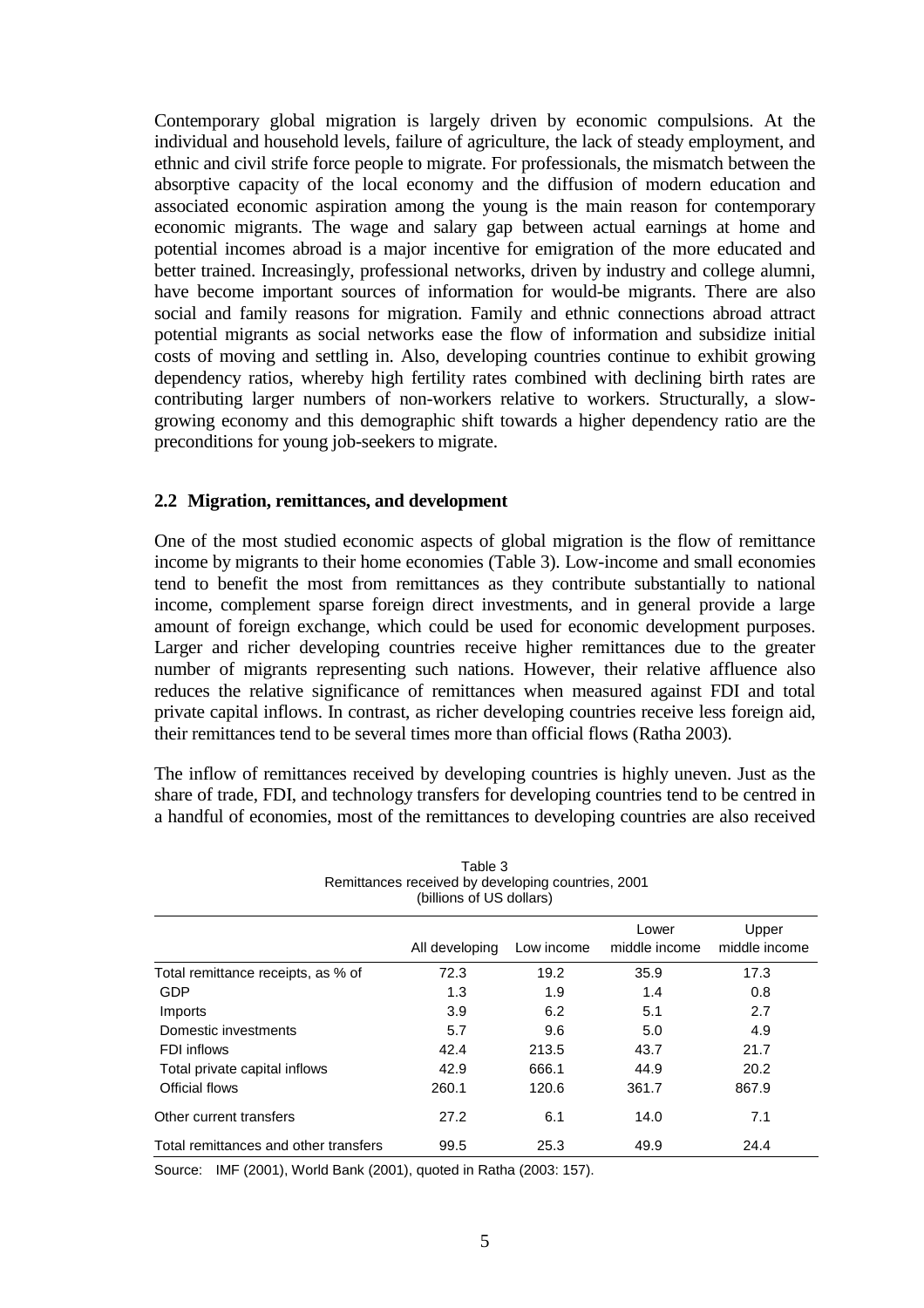Contemporary global migration is largely driven by economic compulsions. At the individual and household levels, failure of agriculture, the lack of steady employment, and ethnic and civil strife force people to migrate. For professionals, the mismatch between the absorptive capacity of the local economy and the diffusion of modern education and associated economic aspiration among the young is the main reason for contemporary economic migrants. The wage and salary gap between actual earnings at home and potential incomes abroad is a major incentive for emigration of the more educated and better trained. Increasingly, professional networks, driven by industry and college alumni, have become important sources of information for would-be migrants. There are also social and family reasons for migration. Family and ethnic connections abroad attract potential migrants as social networks ease the flow of information and subsidize initial costs of moving and settling in. Also, developing countries continue to exhibit growing dependency ratios, whereby high fertility rates combined with declining birth rates are contributing larger numbers of non-workers relative to workers. Structurally, a slow-growing economy and this demographic shift towards a higher dependency ratio are the preconditions for young job-seekers to migrate.

### 2.2 Migration, remittances, and development

One of the most studied economic aspects of global migration is the flow of remittance income by migrants to their home economies (Table 3). Low-income and small economies tend to benefit the most from remittances as they contribute substantially to national income, complement sparse foreign direct investments, and in general provide a large amount of foreign exchange, which could be used for economic development purposes. Larger and richer developing countries receive higher remittances due to the greater number of migrants representing such nations. However, their relative affluence also reduces the relative significance of remittances when measured against FDI and total private capital inflows. In contrast, as richer developing countries receive less foreign aid, their remittances tend to be several times more than official flows (Ratha 2003).

The inflow of remittances received by developing countries is highly uneven. Just as the share of trade, FDI, and technology transfers for developing countries tend to be centred in a handful of economies, most of the remittances to developing countries are also received

Table 3
Remittances received by developing countries, 2001
(billions of US dollars)

| | All developing | Low income | Lower middle income | Upper middle income |
|---|---|---|---|---|
| Total remittance receipts, as % of | 72.3 | 19.2 | 35.9 | 17.3 |
| GDP | 1.3 | 1.9 | 1.4 | 0.8 |
| Imports | 3.9 | 6.2 | 5.1 | 2.7 |
| Domestic investments | 5.7 | 9.6 | 5.0 | 4.9 |
| FDI inflows | 42.4 | 213.5 | 43.7 | 21.7 |
| Total private capital inflows | 42.9 | 666.1 | 44.9 | 20.2 |
| Official flows | 260.1 | 120.6 | 361.7 | 867.9 |
| Other current transfers | 27.2 | 6.1 | 14.0 | 7.1 |
| Total remittances and other transfers | 99.5 | 25.3 | 49.9 | 24.4 |

Source: IMF (2001), World Bank (2001), quoted in Ratha (2003: 157).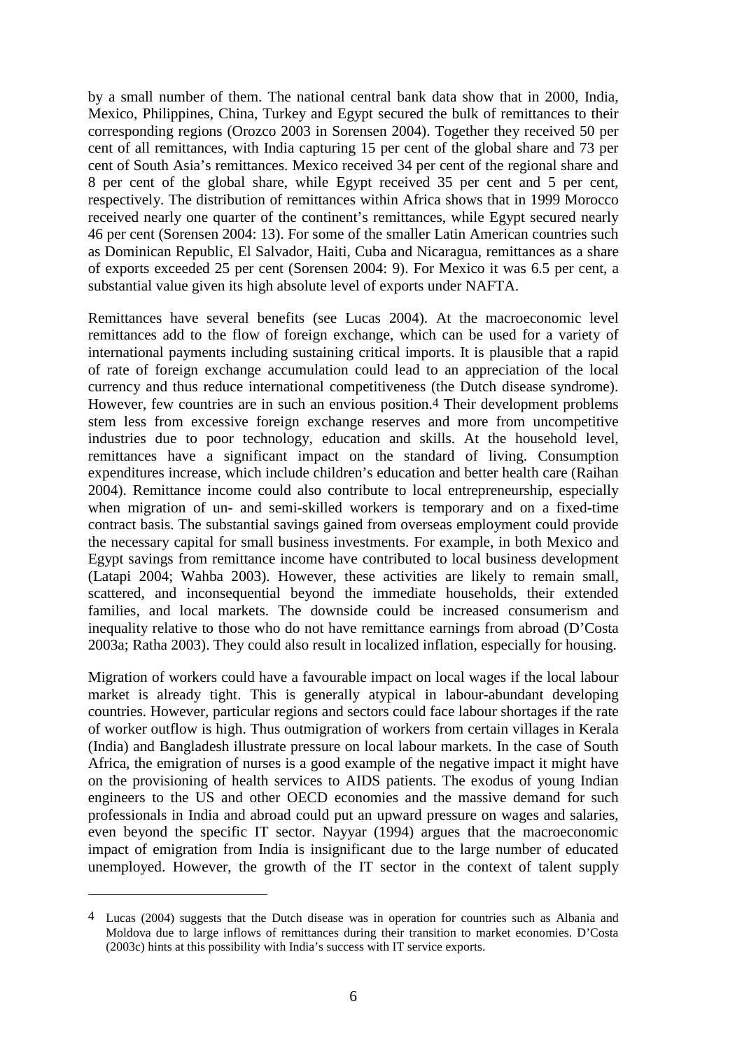by a small number of them. The national central bank data show that in 2000, India, Mexico, Philippines, China, Turkey and Egypt secured the bulk of remittances to their corresponding regions (Orozco 2003 in Sorensen 2004). Together they received 50 per cent of all remittances, with India capturing 15 per cent of the global share and 73 per cent of South Asia's remittances. Mexico received 34 per cent of the regional share and 8 per cent of the global share, while Egypt received 35 per cent and 5 per cent, respectively. The distribution of remittances within Africa shows that in 1999 Morocco received nearly one quarter of the continent's remittances, while Egypt secured nearly 46 per cent (Sorensen 2004: 13). For some of the smaller Latin American countries such as Dominican Republic, El Salvador, Haiti, Cuba and Nicaragua, remittances as a share of exports exceeded 25 per cent (Sorensen 2004: 9). For Mexico it was 6.5 per cent, a substantial value given its high absolute level of exports under NAFTA.

Remittances have several benefits (see Lucas 2004). At the macroeconomic level remittances add to the flow of foreign exchange, which can be used for a variety of international payments including sustaining critical imports. It is plausible that a rapid of rate of foreign exchange accumulation could lead to an appreciation of the local currency and thus reduce international competitiveness (the Dutch disease syndrome). However, few countries are in such an envious position.[4] Their development problems stem less from excessive foreign exchange reserves and more from uncompetitive industries due to poor technology, education and skills. At the household level, remittances have a significant impact on the standard of living. Consumption expenditures increase, which include children's education and better health care (Raihan 2004). Remittance income could also contribute to local entrepreneurship, especially when migration of un- and semi-skilled workers is temporary and on a fixed-time contract basis. The substantial savings gained from overseas employment could provide the necessary capital for small business investments. For example, in both Mexico and Egypt savings from remittance income have contributed to local business development (Latapi 2004; Wahba 2003). However, these activities are likely to remain small, scattered, and inconsequential beyond the immediate households, their extended families, and local markets. The downside could be increased consumerism and inequality relative to those who do not have remittance earnings from abroad (D'Costa 2003a; Ratha 2003). They could also result in localized inflation, especially for housing.

Migration of workers could have a favourable impact on local wages if the local labour market is already tight. This is generally atypical in labour-abundant developing countries. However, particular regions and sectors could face labour shortages if the rate of worker outflow is high. Thus outmigration of workers from certain villages in Kerala (India) and Bangladesh illustrate pressure on local labour markets. In the case of South Africa, the emigration of nurses is a good example of the negative impact it might have on the provisioning of health services to AIDS patients. The exodus of young Indian engineers to the US and other OECD economies and the massive demand for such professionals in India and abroad could put an upward pressure on wages and salaries, even beyond the specific IT sector. Nayyar (1994) argues that the macroeconomic impact of emigration from India is insignificant due to the large number of educated unemployed. However, the growth of the IT sector in the context of talent supply

---

[4] Lucas (2004) suggests that the Dutch disease was in operation for countries such as Albania and Moldova due to large inflows of remittances during their transition to market economies. D'Costa (2003c) hints at this possibility with India's success with IT service exports.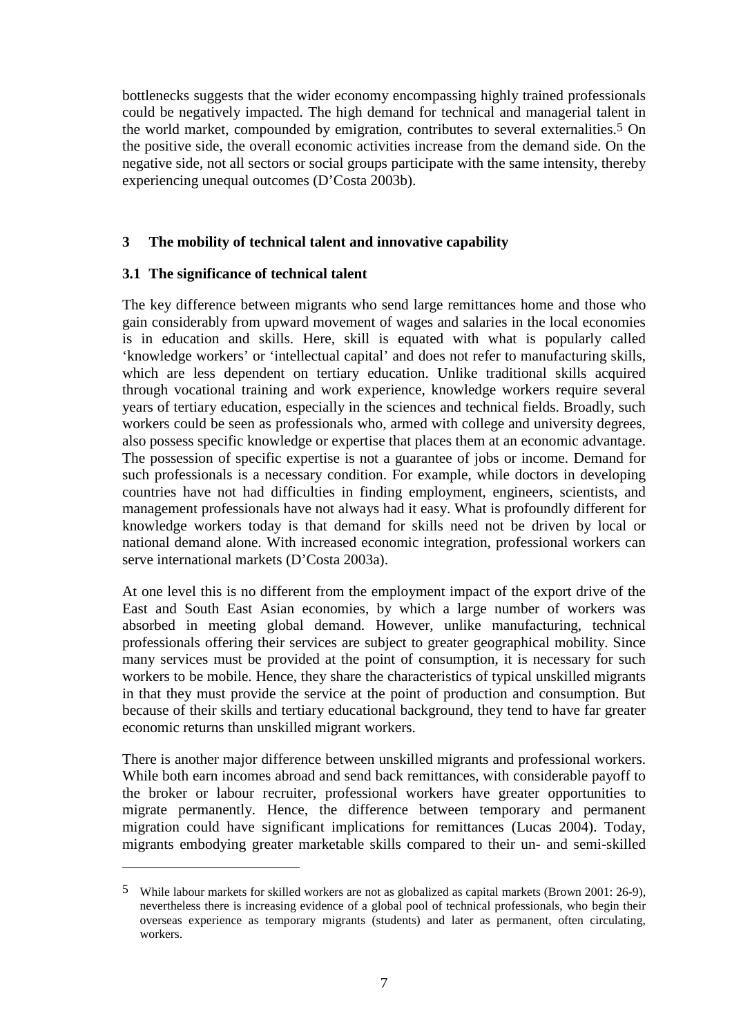bottlenecks suggests that the wider economy encompassing highly trained professionals could be negatively impacted. The high demand for technical and managerial talent in the world market, compounded by emigration, contributes to several externalities.[5] On the positive side, the overall economic activities increase from the demand side. On the negative side, not all sectors or social groups participate with the same intensity, thereby experiencing unequal outcomes (D'Costa 2003b).

## 3 The mobility of technical talent and innovative capability

### 3.1 The significance of technical talent

The key difference between migrants who send large remittances home and those who gain considerably from upward movement of wages and salaries in the local economies is in education and skills. Here, skill is equated with what is popularly called 'knowledge workers' or 'intellectual capital' and does not refer to manufacturing skills, which are less dependent on tertiary education. Unlike traditional skills acquired through vocational training and work experience, knowledge workers require several years of tertiary education, especially in the sciences and technical fields. Broadly, such workers could be seen as professionals who, armed with college and university degrees, also possess specific knowledge or expertise that places them at an economic advantage. The possession of specific expertise is not a guarantee of jobs or income. Demand for such professionals is a necessary condition. For example, while doctors in developing countries have not had difficulties in finding employment, engineers, scientists, and management professionals have not always had it easy. What is profoundly different for knowledge workers today is that demand for skills need not be driven by local or national demand alone. With increased economic integration, professional workers can serve international markets (D'Costa 2003a).

At one level this is no different from the employment impact of the export drive of the East and South East Asian economies, by which a large number of workers was absorbed in meeting global demand. However, unlike manufacturing, technical professionals offering their services are subject to greater geographical mobility. Since many services must be provided at the point of consumption, it is necessary for such workers to be mobile. Hence, they share the characteristics of typical unskilled migrants in that they must provide the service at the point of production and consumption. But because of their skills and tertiary educational background, they tend to have far greater economic returns than unskilled migrant workers.

There is another major difference between unskilled migrants and professional workers. While both earn incomes abroad and send back remittances, with considerable payoff to the broker or labour recruiter, professional workers have greater opportunities to migrate permanently. Hence, the difference between temporary and permanent migration could have significant implications for remittances (Lucas 2004). Today, migrants embodying greater marketable skills compared to their un- and semi-skilled

---

[5] While labour markets for skilled workers are not as globalized as capital markets (Brown 2001: 26-9), nevertheless there is increasing evidence of a global pool of technical professionals, who begin their overseas experience as temporary migrants (students) and later as permanent, often circulating, workers.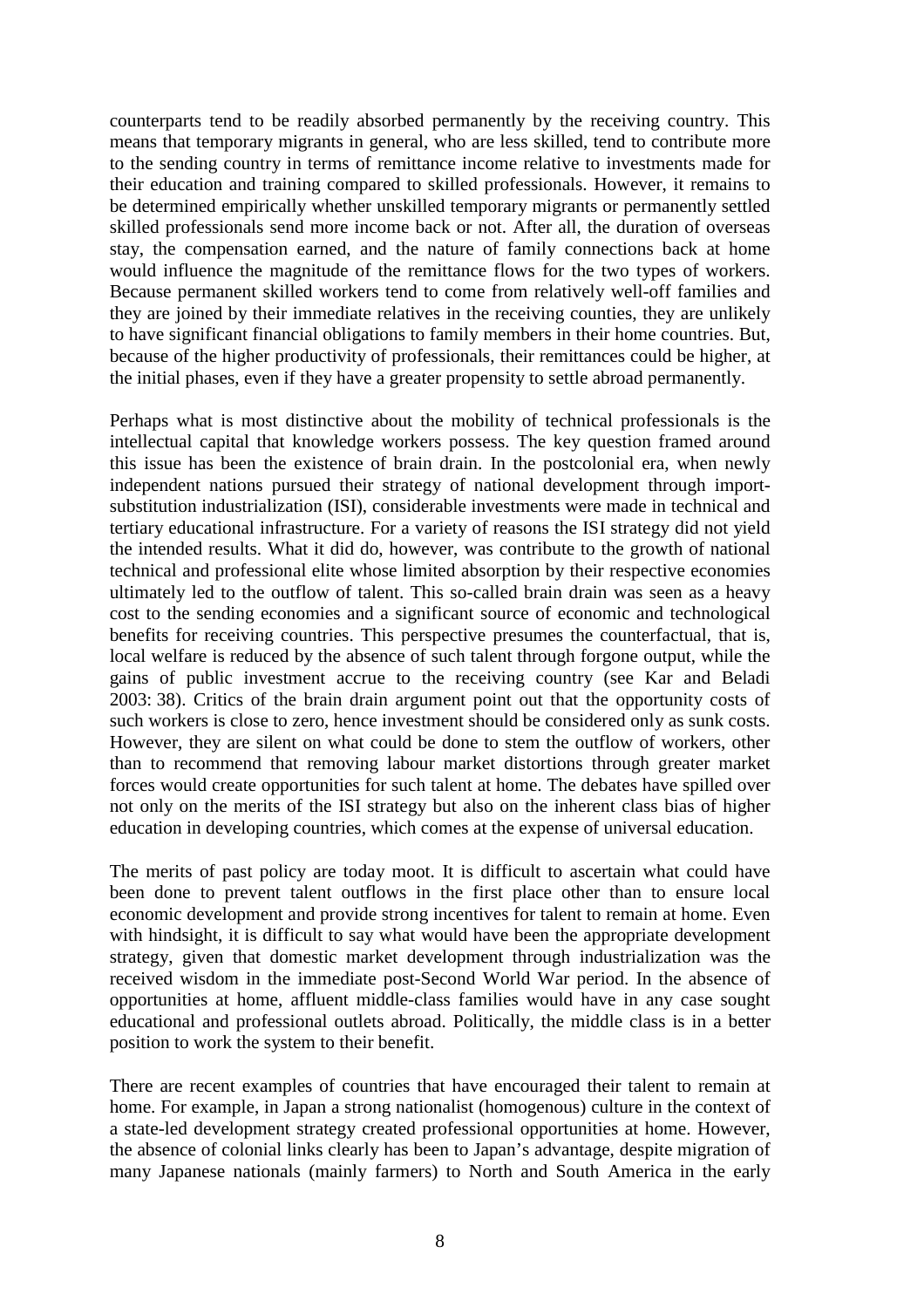counterparts tend to be readily absorbed permanently by the receiving country. This means that temporary migrants in general, who are less skilled, tend to contribute more to the sending country in terms of remittance income relative to investments made for their education and training compared to skilled professionals. However, it remains to be determined empirically whether unskilled temporary migrants or permanently settled skilled professionals send more income back or not. After all, the duration of overseas stay, the compensation earned, and the nature of family connections back at home would influence the magnitude of the remittance flows for the two types of workers. Because permanent skilled workers tend to come from relatively well-off families and they are joined by their immediate relatives in the receiving counties, they are unlikely to have significant financial obligations to family members in their home countries. But, because of the higher productivity of professionals, their remittances could be higher, at the initial phases, even if they have a greater propensity to settle abroad permanently.

Perhaps what is most distinctive about the mobility of technical professionals is the intellectual capital that knowledge workers possess. The key question framed around this issue has been the existence of brain drain. In the postcolonial era, when newly independent nations pursued their strategy of national development through import-substitution industrialization (ISI), considerable investments were made in technical and tertiary educational infrastructure. For a variety of reasons the ISI strategy did not yield the intended results. What it did do, however, was contribute to the growth of national technical and professional elite whose limited absorption by their respective economies ultimately led to the outflow of talent. This so-called brain drain was seen as a heavy cost to the sending economies and a significant source of economic and technological benefits for receiving countries. This perspective presumes the counterfactual, that is, local welfare is reduced by the absence of such talent through forgone output, while the gains of public investment accrue to the receiving country (see Kar and Beladi 2003: 38). Critics of the brain drain argument point out that the opportunity costs of such workers is close to zero, hence investment should be considered only as sunk costs. However, they are silent on what could be done to stem the outflow of workers, other than to recommend that removing labour market distortions through greater market forces would create opportunities for such talent at home. The debates have spilled over not only on the merits of the ISI strategy but also on the inherent class bias of higher education in developing countries, which comes at the expense of universal education.

The merits of past policy are today moot. It is difficult to ascertain what could have been done to prevent talent outflows in the first place other than to ensure local economic development and provide strong incentives for talent to remain at home. Even with hindsight, it is difficult to say what would have been the appropriate development strategy, given that domestic market development through industrialization was the received wisdom in the immediate post-Second World War period. In the absence of opportunities at home, affluent middle-class families would have in any case sought educational and professional outlets abroad. Politically, the middle class is in a better position to work the system to their benefit.

There are recent examples of countries that have encouraged their talent to remain at home. For example, in Japan a strong nationalist (homogenous) culture in the context of a state-led development strategy created professional opportunities at home. However, the absence of colonial links clearly has been to Japan's advantage, despite migration of many Japanese nationals (mainly farmers) to North and South America in the early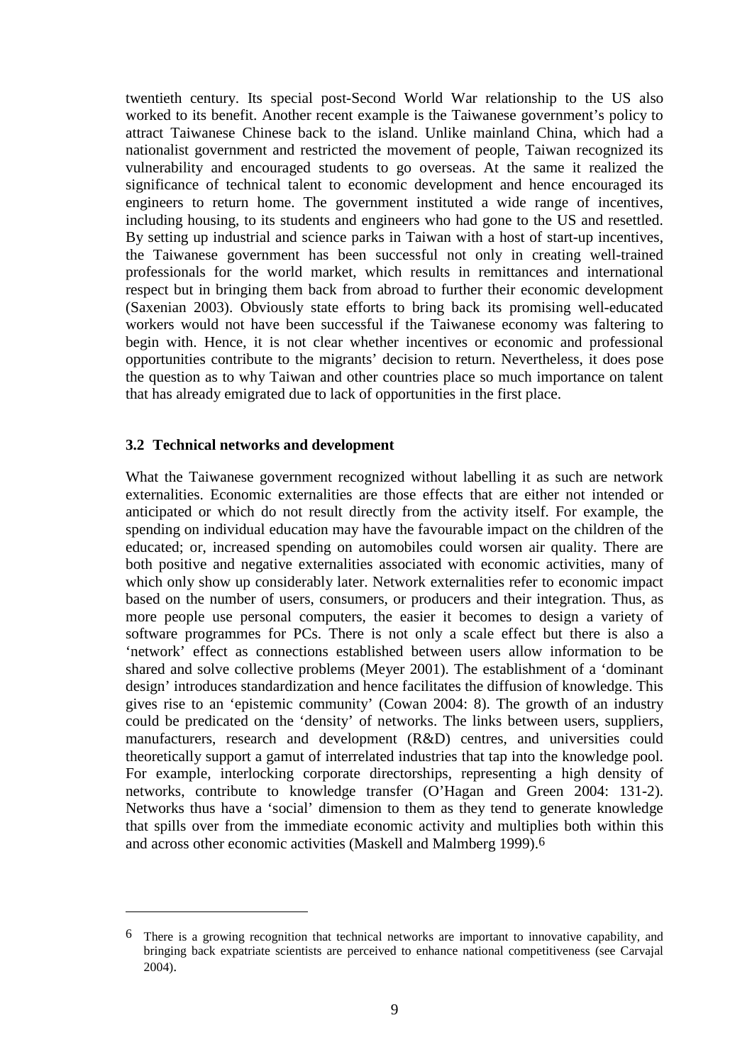twentieth century. Its special post-Second World War relationship to the US also worked to its benefit. Another recent example is the Taiwanese government's policy to attract Taiwanese Chinese back to the island. Unlike mainland China, which had a nationalist government and restricted the movement of people, Taiwan recognized its vulnerability and encouraged students to go overseas. At the same it realized the significance of technical talent to economic development and hence encouraged its engineers to return home. The government instituted a wide range of incentives, including housing, to its students and engineers who had gone to the US and resettled. By setting up industrial and science parks in Taiwan with a host of start-up incentives, the Taiwanese government has been successful not only in creating well-trained professionals for the world market, which results in remittances and international respect but in bringing them back from abroad to further their economic development (Saxenian 2003). Obviously state efforts to bring back its promising well-educated workers would not have been successful if the Taiwanese economy was faltering to begin with. Hence, it is not clear whether incentives or economic and professional opportunities contribute to the migrants' decision to return. Nevertheless, it does pose the question as to why Taiwan and other countries place so much importance on talent that has already emigrated due to lack of opportunities in the first place.

### 3.2 Technical networks and development

What the Taiwanese government recognized without labelling it as such are network externalities. Economic externalities are those effects that are either not intended or anticipated or which do not result directly from the activity itself. For example, the spending on individual education may have the favourable impact on the children of the educated; or, increased spending on automobiles could worsen air quality. There are both positive and negative externalities associated with economic activities, many of which only show up considerably later. Network externalities refer to economic impact based on the number of users, consumers, or producers and their integration. Thus, as more people use personal computers, the easier it becomes to design a variety of software programmes for PCs. There is not only a scale effect but there is also a 'network' effect as connections established between users allow information to be shared and solve collective problems (Meyer 2001). The establishment of a 'dominant design' introduces standardization and hence facilitates the diffusion of knowledge. This gives rise to an 'epistemic community' (Cowan 2004: 8). The growth of an industry could be predicated on the 'density' of networks. The links between users, suppliers, manufacturers, research and development (R&D) centres, and universities could theoretically support a gamut of interrelated industries that tap into the knowledge pool. For example, interlocking corporate directorships, representing a high density of networks, contribute to knowledge transfer (O'Hagan and Green 2004: 131-2). Networks thus have a 'social' dimension to them as they tend to generate knowledge that spills over from the immediate economic activity and multiplies both within this and across other economic activities (Maskell and Malmberg 1999).[6]

---

[6] There is a growing recognition that technical networks are important to innovative capability, and bringing back expatriate scientists are perceived to enhance national competitiveness (see Carvajal 2004).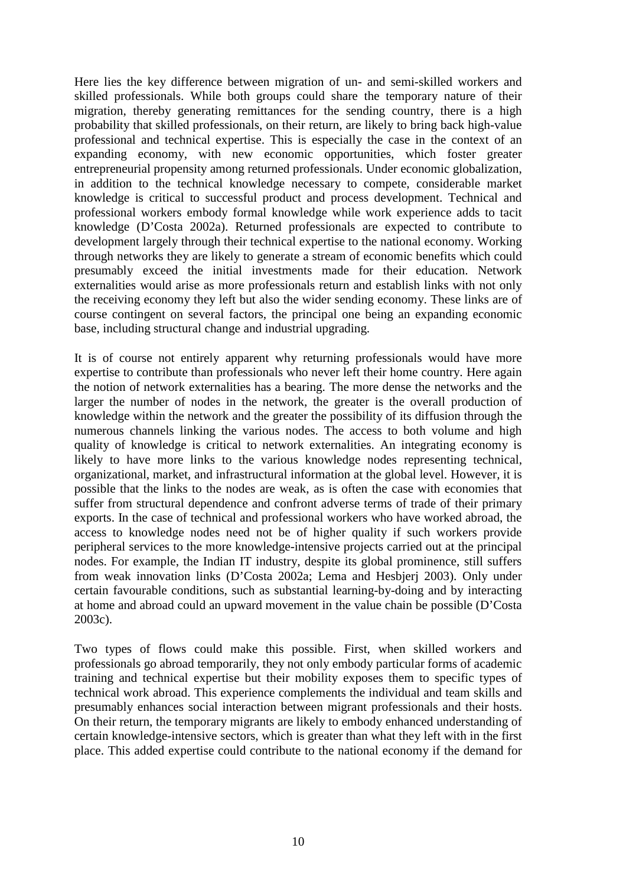Here lies the key difference between migration of un- and semi-skilled workers and skilled professionals. While both groups could share the temporary nature of their migration, thereby generating remittances for the sending country, there is a high probability that skilled professionals, on their return, are likely to bring back high-value professional and technical expertise. This is especially the case in the context of an expanding economy, with new economic opportunities, which foster greater entrepreneurial propensity among returned professionals. Under economic globalization, in addition to the technical knowledge necessary to compete, considerable market knowledge is critical to successful product and process development. Technical and professional workers embody formal knowledge while work experience adds to tacit knowledge (D'Costa 2002a). Returned professionals are expected to contribute to development largely through their technical expertise to the national economy. Working through networks they are likely to generate a stream of economic benefits which could presumably exceed the initial investments made for their education. Network externalities would arise as more professionals return and establish links with not only the receiving economy they left but also the wider sending economy. These links are of course contingent on several factors, the principal one being an expanding economic base, including structural change and industrial upgrading.

It is of course not entirely apparent why returning professionals would have more expertise to contribute than professionals who never left their home country. Here again the notion of network externalities has a bearing. The more dense the networks and the larger the number of nodes in the network, the greater is the overall production of knowledge within the network and the greater the possibility of its diffusion through the numerous channels linking the various nodes. The access to both volume and high quality of knowledge is critical to network externalities. An integrating economy is likely to have more links to the various knowledge nodes representing technical, organizational, market, and infrastructural information at the global level. However, it is possible that the links to the nodes are weak, as is often the case with economies that suffer from structural dependence and confront adverse terms of trade of their primary exports. In the case of technical and professional workers who have worked abroad, the access to knowledge nodes need not be of higher quality if such workers provide peripheral services to the more knowledge-intensive projects carried out at the principal nodes. For example, the Indian IT industry, despite its global prominence, still suffers from weak innovation links (D'Costa 2002a; Lema and Hesbjerj 2003). Only under certain favourable conditions, such as substantial learning-by-doing and by interacting at home and abroad could an upward movement in the value chain be possible (D'Costa 2003c).

Two types of flows could make this possible. First, when skilled workers and professionals go abroad temporarily, they not only embody particular forms of academic training and technical expertise but their mobility exposes them to specific types of technical work abroad. This experience complements the individual and team skills and presumably enhances social interaction between migrant professionals and their hosts. On their return, the temporary migrants are likely to embody enhanced understanding of certain knowledge-intensive sectors, which is greater than what they left with in the first place. This added expertise could contribute to the national economy if the demand for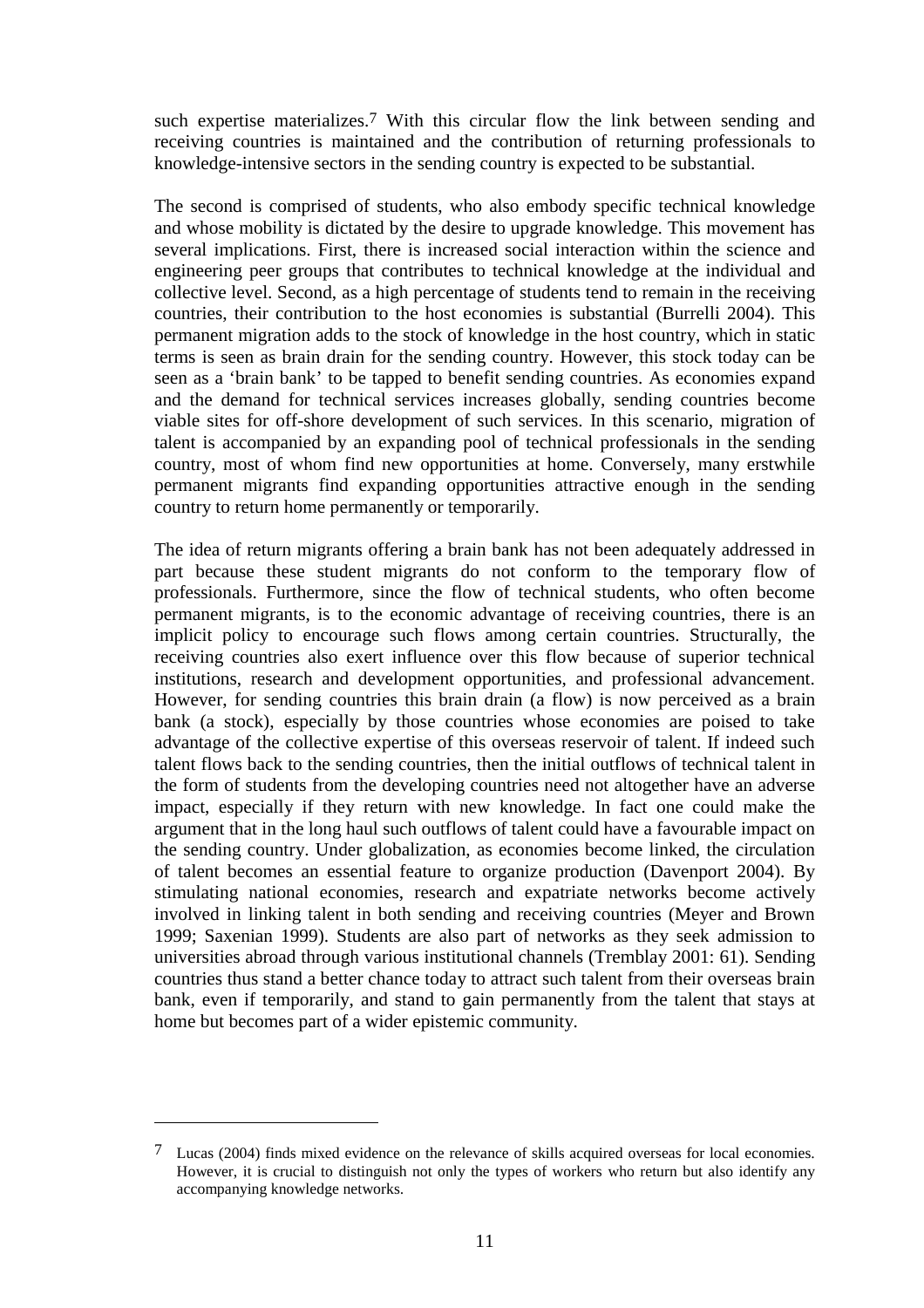such expertise materializes.[7] With this circular flow the link between sending and receiving countries is maintained and the contribution of returning professionals to knowledge-intensive sectors in the sending country is expected to be substantial.

The second is comprised of students, who also embody specific technical knowledge and whose mobility is dictated by the desire to upgrade knowledge. This movement has several implications. First, there is increased social interaction within the science and engineering peer groups that contributes to technical knowledge at the individual and collective level. Second, as a high percentage of students tend to remain in the receiving countries, their contribution to the host economies is substantial (Burrelli 2004). This permanent migration adds to the stock of knowledge in the host country, which in static terms is seen as brain drain for the sending country. However, this stock today can be seen as a 'brain bank' to be tapped to benefit sending countries. As economies expand and the demand for technical services increases globally, sending countries become viable sites for off-shore development of such services. In this scenario, migration of talent is accompanied by an expanding pool of technical professionals in the sending country, most of whom find new opportunities at home. Conversely, many erstwhile permanent migrants find expanding opportunities attractive enough in the sending country to return home permanently or temporarily.

The idea of return migrants offering a brain bank has not been adequately addressed in part because these student migrants do not conform to the temporary flow of professionals. Furthermore, since the flow of technical students, who often become permanent migrants, is to the economic advantage of receiving countries, there is an implicit policy to encourage such flows among certain countries. Structurally, the receiving countries also exert influence over this flow because of superior technical institutions, research and development opportunities, and professional advancement. However, for sending countries this brain drain (a flow) is now perceived as a brain bank (a stock), especially by those countries whose economies are poised to take advantage of the collective expertise of this overseas reservoir of talent. If indeed such talent flows back to the sending countries, then the initial outflows of technical talent in the form of students from the developing countries need not altogether have an adverse impact, especially if they return with new knowledge. In fact one could make the argument that in the long haul such outflows of talent could have a favourable impact on the sending country. Under globalization, as economies become linked, the circulation of talent becomes an essential feature to organize production (Davenport 2004). By stimulating national economies, research and expatriate networks become actively involved in linking talent in both sending and receiving countries (Meyer and Brown 1999; Saxenian 1999). Students are also part of networks as they seek admission to universities abroad through various institutional channels (Tremblay 2001: 61). Sending countries thus stand a better chance today to attract such talent from their overseas brain bank, even if temporarily, and stand to gain permanently from the talent that stays at home but becomes part of a wider epistemic community.

---

[7] Lucas (2004) finds mixed evidence on the relevance of skills acquired overseas for local economies. However, it is crucial to distinguish not only the types of workers who return but also identify any accompanying knowledge networks.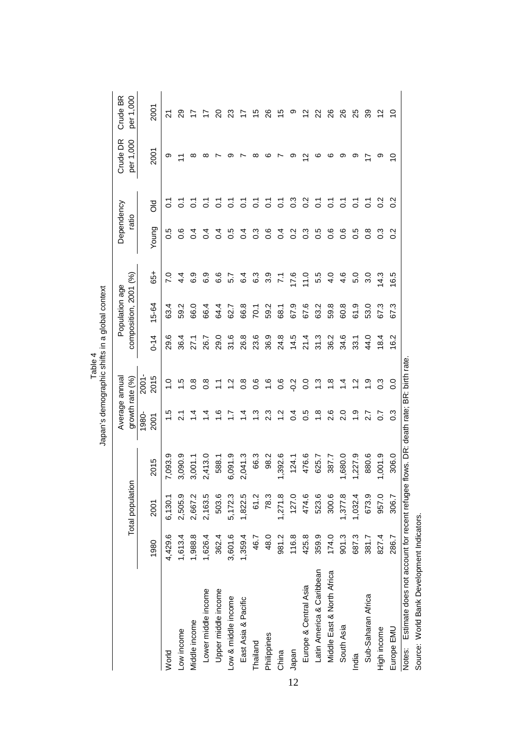Table 4
Japan's demographic shifts in a global context

| | Total population | | | Average annual growth rate (%) | | Population age composition, 2001 (%) | | | Dependency ratio | | Crude DR per 1,000 | Crude BR per 1,000 |
|---|---|---|---|---|---|---|---|---|---|---|---|---|
| | 1980 | 2001 | 2015 | 1980-2001 | 2001-2015 | 0-14 | 15-64 | 65+ | Young | Old | 2001 | 2001 |
| World | 4,429.6 | 6,130.1 | 7,093.9 | 1.5 | 1.0 | 29.6 | 63.4 | 7.0 | 0.5 | 0.1 | 9 | 21 |
| Low income | 1,613.4 | 2,505.9 | 3,090.9 | 2.1 | 1.5 | 36.4 | 59.2 | 4.4 | 0.6 | 0.1 | 11 | 29 |
| Middle income | 1,988.8 | 2,667.2 | 3,001.1 | 1.4 | 0.8 | 27.1 | 66.0 | 6.9 | 0.4 | 0.1 | 8 | 17 |
| Lower middle income | 1,626.4 | 2,163.5 | 2,413.0 | 1.4 | 0.8 | 26.7 | 66.4 | 6.9 | 0.4 | 0.1 | 8 | 17 |
| Upper middle income | 362.4 | 503.6 | 588.1 | 1.6 | 1.1 | 29.0 | 64.4 | 6.6 | 0.4 | 0.1 | 7 | 20 |
| Low & middle income | 3,601.6 | 5,172.3 | 6,091.9 | 1.7 | 1.2 | 31.6 | 62.7 | 5.7 | 0.5 | 0.1 | 9 | 23 |
| East Asia & Pacific | 1,359.4 | 1,822.5 | 2,041.3 | 1.4 | 0.8 | 26.8 | 66.8 | 6.4 | 0.4 | 0.1 | 7 | 17 |
| Thailand | 46.7 | 61.2 | 66.3 | 1.3 | 0.6 | 23.6 | 70.1 | 6.3 | 0.3 | 0.1 | 8 | 15 |
| Philippines | 48.0 | 78.3 | 98.2 | 2.3 | 1.6 | 36.9 | 59.2 | 3.9 | 0.6 | 0.1 | 6 | 26 |
| China | 981.2 | 1,271.8 | 1,392.6 | 1.2 | 0.6 | 24.8 | 68.1 | 7.1 | 0.4 | 0.1 | 7 | 15 |
| Japan | 116.8 | 127.0 | 124.1 | 0.4 | -0.2 | 14.5 | 67.9 | 17.6 | 0.2 | 0.3 | 9 | 9 |
| Europe & Central Asia | 425.8 | 474.6 | 476.6 | 0.5 | 0.0 | 21.4 | 67.6 | 11.0 | 0.3 | 0.2 | 12 | 12 |
| Latin America & Caribbean | 359.9 | 523.6 | 625.7 | 1.8 | 1.3 | 31.3 | 63.2 | 5.5 | 0.5 | 0.1 | 6 | 22 |
| Middle East & North Africa | 174.0 | 300.6 | 387.7 | 2.6 | 1.8 | 36.2 | 59.8 | 4.0 | 0.6 | 0.1 | 6 | 26 |
| South Asia | 901.3 | 1,377.8 | 1,680.0 | 2.0 | 1.4 | 34.6 | 60.8 | 4.6 | 0.6 | 0.1 | 9 | 26 |
| India | 687.3 | 1,032.4 | 1,227.9 | 1.9 | 1.2 | 33.1 | 61.9 | 5.0 | 0.5 | 0.1 | 9 | 25 |
| Sub-Saharan Africa | 381.7 | 673.9 | 880.6 | 2.7 | 1.9 | 44.0 | 53.0 | 3.0 | 0.8 | 0.1 | 17 | 39 |
| High income | 827.4 | 957.0 | 1,001.9 | 0.7 | 0.3 | 18.4 | 67.3 | 14.3 | 0.3 | 0.2 | 9 | 12 |
| Europe EMU | 286.7 | 306.7 | 306.0 | 0.3 | 0.0 | 16.2 | 67.3 | 16.5 | 0.2 | 0.2 | 10 | 10 |

Notes: Estimate does not account for recent refugee flows. DR: death rate; BR: birth rate.
Source: World Bank Development Indicators.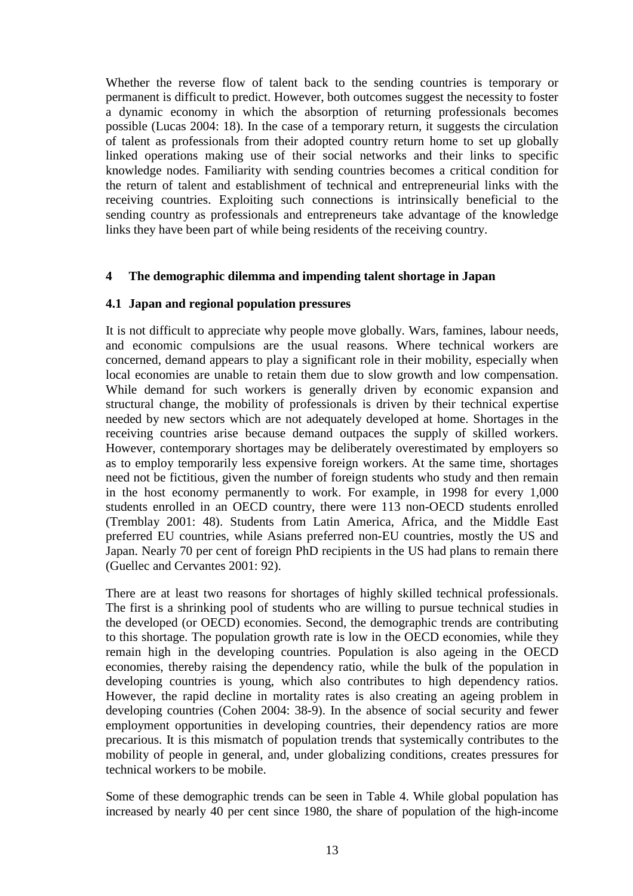Whether the reverse flow of talent back to the sending countries is temporary or permanent is difficult to predict. However, both outcomes suggest the necessity to foster a dynamic economy in which the absorption of returning professionals becomes possible (Lucas 2004: 18). In the case of a temporary return, it suggests the circulation of talent as professionals from their adopted country return home to set up globally linked operations making use of their social networks and their links to specific knowledge nodes. Familiarity with sending countries becomes a critical condition for the return of talent and establishment of technical and entrepreneurial links with the receiving countries. Exploiting such connections is intrinsically beneficial to the sending country as professionals and entrepreneurs take advantage of the knowledge links they have been part of while being residents of the receiving country.

## 4 The demographic dilemma and impending talent shortage in Japan

### 4.1 Japan and regional population pressures

It is not difficult to appreciate why people move globally. Wars, famines, labour needs, and economic compulsions are the usual reasons. Where technical workers are concerned, demand appears to play a significant role in their mobility, especially when local economies are unable to retain them due to slow growth and low compensation. While demand for such workers is generally driven by economic expansion and structural change, the mobility of professionals is driven by their technical expertise needed by new sectors which are not adequately developed at home. Shortages in the receiving countries arise because demand outpaces the supply of skilled workers. However, contemporary shortages may be deliberately overestimated by employers so as to employ temporarily less expensive foreign workers. At the same time, shortages need not be fictitious, given the number of foreign students who study and then remain in the host economy permanently to work. For example, in 1998 for every 1,000 students enrolled in an OECD country, there were 113 non-OECD students enrolled (Tremblay 2001: 48). Students from Latin America, Africa, and the Middle East preferred EU countries, while Asians preferred non-EU countries, mostly the US and Japan. Nearly 70 per cent of foreign PhD recipients in the US had plans to remain there (Guellec and Cervantes 2001: 92).

There are at least two reasons for shortages of highly skilled technical professionals. The first is a shrinking pool of students who are willing to pursue technical studies in the developed (or OECD) economies. Second, the demographic trends are contributing to this shortage. The population growth rate is low in the OECD economies, while they remain high in the developing countries. Population is also ageing in the OECD economies, thereby raising the dependency ratio, while the bulk of the population in developing countries is young, which also contributes to high dependency ratios. However, the rapid decline in mortality rates is also creating an ageing problem in developing countries (Cohen 2004: 38-9). In the absence of social security and fewer employment opportunities in developing countries, their dependency ratios are more precarious. It is this mismatch of population trends that systemically contributes to the mobility of people in general, and, under globalizing conditions, creates pressures for technical workers to be mobile.

Some of these demographic trends can be seen in Table 4. While global population has increased by nearly 40 per cent since 1980, the share of population of the high-income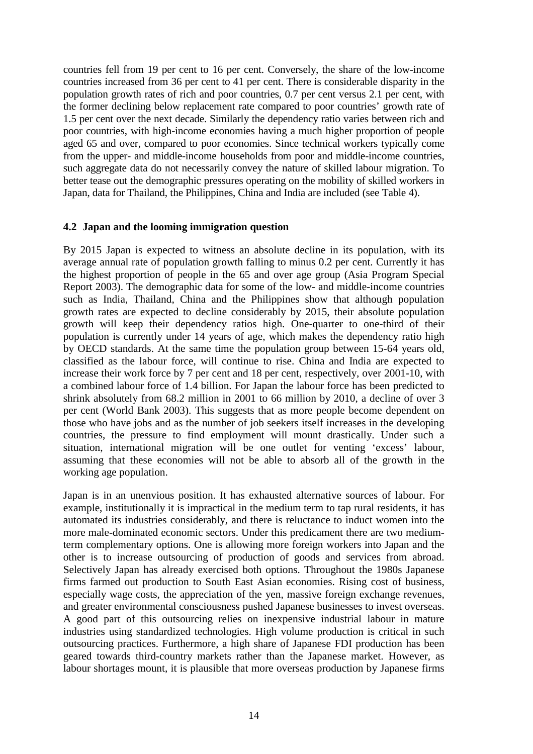countries fell from 19 per cent to 16 per cent. Conversely, the share of the low-income countries increased from 36 per cent to 41 per cent. There is considerable disparity in the population growth rates of rich and poor countries, 0.7 per cent versus 2.1 per cent, with the former declining below replacement rate compared to poor countries' growth rate of 1.5 per cent over the next decade. Similarly the dependency ratio varies between rich and poor countries, with high-income economies having a much higher proportion of people aged 65 and over, compared to poor economies. Since technical workers typically come from the upper- and middle-income households from poor and middle-income countries, such aggregate data do not necessarily convey the nature of skilled labour migration. To better tease out the demographic pressures operating on the mobility of skilled workers in Japan, data for Thailand, the Philippines, China and India are included (see Table 4).

### 4.2 Japan and the looming immigration question

By 2015 Japan is expected to witness an absolute decline in its population, with its average annual rate of population growth falling to minus 0.2 per cent. Currently it has the highest proportion of people in the 65 and over age group (Asia Program Special Report 2003). The demographic data for some of the low- and middle-income countries such as India, Thailand, China and the Philippines show that although population growth rates are expected to decline considerably by 2015, their absolute population growth will keep their dependency ratios high. One-quarter to one-third of their population is currently under 14 years of age, which makes the dependency ratio high by OECD standards. At the same time the population group between 15-64 years old, classified as the labour force, will continue to rise. China and India are expected to increase their work force by 7 per cent and 18 per cent, respectively, over 2001-10, with a combined labour force of 1.4 billion. For Japan the labour force has been predicted to shrink absolutely from 68.2 million in 2001 to 66 million by 2010, a decline of over 3 per cent (World Bank 2003). This suggests that as more people become dependent on those who have jobs and as the number of job seekers itself increases in the developing countries, the pressure to find employment will mount drastically. Under such a situation, international migration will be one outlet for venting 'excess' labour, assuming that these economies will not be able to absorb all of the growth in the working age population.

Japan is in an unenvious position. It has exhausted alternative sources of labour. For example, institutionally it is impractical in the medium term to tap rural residents, it has automated its industries considerably, and there is reluctance to induct women into the more male-dominated economic sectors. Under this predicament there are two medium-term complementary options. One is allowing more foreign workers into Japan and the other is to increase outsourcing of production of goods and services from abroad. Selectively Japan has already exercised both options. Throughout the 1980s Japanese firms farmed out production to South East Asian economies. Rising cost of business, especially wage costs, the appreciation of the yen, massive foreign exchange revenues, and greater environmental consciousness pushed Japanese businesses to invest overseas. A good part of this outsourcing relies on inexpensive industrial labour in mature industries using standardized technologies. High volume production is critical in such outsourcing practices. Furthermore, a high share of Japanese FDI production has been geared towards third-country markets rather than the Japanese market. However, as labour shortages mount, it is plausible that more overseas production by Japanese firms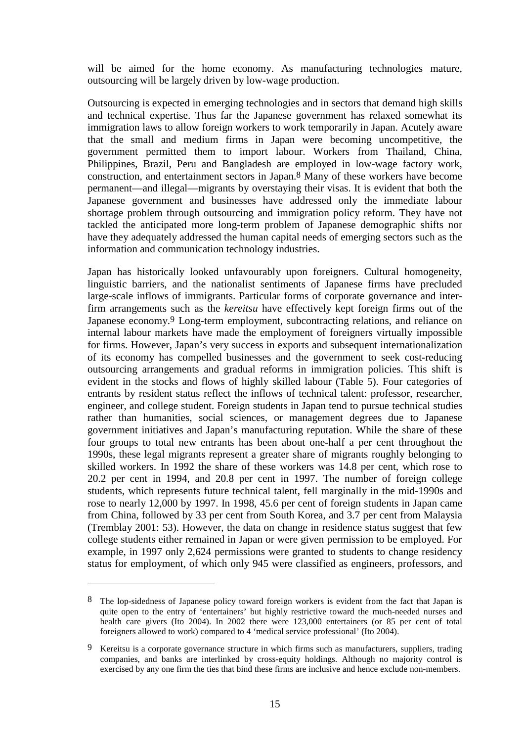will be aimed for the home economy. As manufacturing technologies mature, outsourcing will be largely driven by low-wage production.

Outsourcing is expected in emerging technologies and in sectors that demand high skills and technical expertise. Thus far the Japanese government has relaxed somewhat its immigration laws to allow foreign workers to work temporarily in Japan. Acutely aware that the small and medium firms in Japan were becoming uncompetitive, the government permitted them to import labour. Workers from Thailand, China, Philippines, Brazil, Peru and Bangladesh are employed in low-wage factory work, construction, and entertainment sectors in Japan.[8] Many of these workers have become permanent—and illegal—migrants by overstaying their visas. It is evident that both the Japanese government and businesses have addressed only the immediate labour shortage problem through outsourcing and immigration policy reform. They have not tackled the anticipated more long-term problem of Japanese demographic shifts nor have they adequately addressed the human capital needs of emerging sectors such as the information and communication technology industries.

Japan has historically looked unfavourably upon foreigners. Cultural homogeneity, linguistic barriers, and the nationalist sentiments of Japanese firms have precluded large-scale inflows of immigrants. Particular forms of corporate governance and inter-firm arrangements such as the *kereitsu* have effectively kept foreign firms out of the Japanese economy.[9] Long-term employment, subcontracting relations, and reliance on internal labour markets have made the employment of foreigners virtually impossible for firms. However, Japan's very success in exports and subsequent internationalization of its economy has compelled businesses and the government to seek cost-reducing outsourcing arrangements and gradual reforms in immigration policies. This shift is evident in the stocks and flows of highly skilled labour (Table 5). Four categories of entrants by resident status reflect the inflows of technical talent: professor, researcher, engineer, and college student. Foreign students in Japan tend to pursue technical studies rather than humanities, social sciences, or management degrees due to Japanese government initiatives and Japan's manufacturing reputation. While the share of these four groups to total new entrants has been about one-half a per cent throughout the 1990s, these legal migrants represent a greater share of migrants roughly belonging to skilled workers. In 1992 the share of these workers was 14.8 per cent, which rose to 20.2 per cent in 1994, and 20.8 per cent in 1997. The number of foreign college students, which represents future technical talent, fell marginally in the mid-1990s and rose to nearly 12,000 by 1997. In 1998, 45.6 per cent of foreign students in Japan came from China, followed by 33 per cent from South Korea, and 3.7 per cent from Malaysia (Tremblay 2001: 53). However, the data on change in residence status suggest that few college students either remained in Japan or were given permission to be employed. For example, in 1997 only 2,624 permissions were granted to students to change residency status for employment, of which only 945 were classified as engineers, professors, and

---

[8] The lop-sidedness of Japanese policy toward foreign workers is evident from the fact that Japan is quite open to the entry of 'entertainers' but highly restrictive toward the much-needed nurses and health care givers (Ito 2004). In 2002 there were 123,000 entertainers (or 85 per cent of total foreigners allowed to work) compared to 4 'medical service professional' (Ito 2004).

[9] Kereitsu is a corporate governance structure in which firms such as manufacturers, suppliers, trading companies, and banks are interlinked by cross-equity holdings. Although no majority control is exercised by any one firm the ties that bind these firms are inclusive and hence exclude non-members.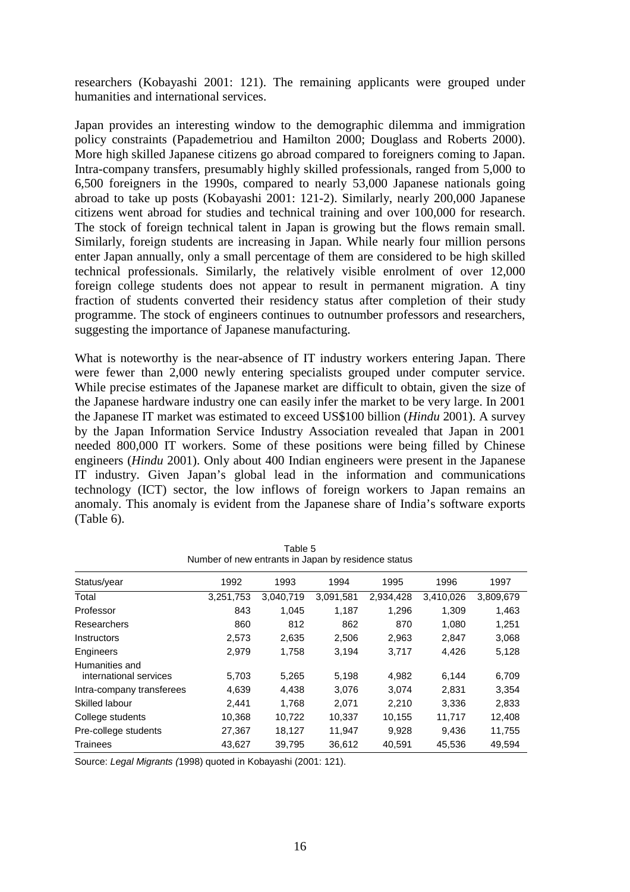researchers (Kobayashi 2001: 121). The remaining applicants were grouped under humanities and international services.

Japan provides an interesting window to the demographic dilemma and immigration policy constraints (Papademetriou and Hamilton 2000; Douglass and Roberts 2000). More high skilled Japanese citizens go abroad compared to foreigners coming to Japan. Intra-company transfers, presumably highly skilled professionals, ranged from 5,000 to 6,500 foreigners in the 1990s, compared to nearly 53,000 Japanese nationals going abroad to take up posts (Kobayashi 2001: 121-2). Similarly, nearly 200,000 Japanese citizens went abroad for studies and technical training and over 100,000 for research. The stock of foreign technical talent in Japan is growing but the flows remain small. Similarly, foreign students are increasing in Japan. While nearly four million persons enter Japan annually, only a small percentage of them are considered to be high skilled technical professionals. Similarly, the relatively visible enrolment of over 12,000 foreign college students does not appear to result in permanent migration. A tiny fraction of students converted their residency status after completion of their study programme. The stock of engineers continues to outnumber professors and researchers, suggesting the importance of Japanese manufacturing.

What is noteworthy is the near-absence of IT industry workers entering Japan. There were fewer than 2,000 newly entering specialists grouped under computer service. While precise estimates of the Japanese market are difficult to obtain, given the size of the Japanese hardware industry one can easily infer the market to be very large. In 2001 the Japanese IT market was estimated to exceed US$100 billion (*Hindu* 2001). A survey by the Japan Information Service Industry Association revealed that Japan in 2001 needed 800,000 IT workers. Some of these positions were being filled by Chinese engineers (*Hindu* 2001). Only about 400 Indian engineers were present in the Japanese IT industry. Given Japan's global lead in the information and communications technology (ICT) sector, the low inflows of foreign workers to Japan remains an anomaly. This anomaly is evident from the Japanese share of India's software exports (Table 6).

Table 5
Number of new entrants in Japan by residence status

| Status/year | 1992 | 1993 | 1994 | 1995 | 1996 | 1997 |
|---|---|---|---|---|---|---|
| Total | 3,251,753 | 3,040,719 | 3,091,581 | 2,934,428 | 3,410,026 | 3,809,679 |
| Professor | 843 | 1,045 | 1,187 | 1,296 | 1,309 | 1,463 |
| Researchers | 860 | 812 | 862 | 870 | 1,080 | 1,251 |
| Instructors | 2,573 | 2,635 | 2,506 | 2,963 | 2,847 | 3,068 |
| Engineers | 2,979 | 1,758 | 3,194 | 3,717 | 4,426 | 5,128 |
| Humanities and international services | 5,703 | 5,265 | 5,198 | 4,982 | 6,144 | 6,709 |
| Intra-company transferees | 4,639 | 4,438 | 3,076 | 3,074 | 2,831 | 3,354 |
| Skilled labour | 2,441 | 1,768 | 2,071 | 2,210 | 3,336 | 2,833 |
| College students | 10,368 | 10,722 | 10,337 | 10,155 | 11,717 | 12,408 |
| Pre-college students | 27,367 | 18,127 | 11,947 | 9,928 | 9,436 | 11,755 |
| Trainees | 43,627 | 39,795 | 36,612 | 40,591 | 45,536 | 49,594 |

Source: *Legal Migrants (*1998) quoted in Kobayashi (2001: 121).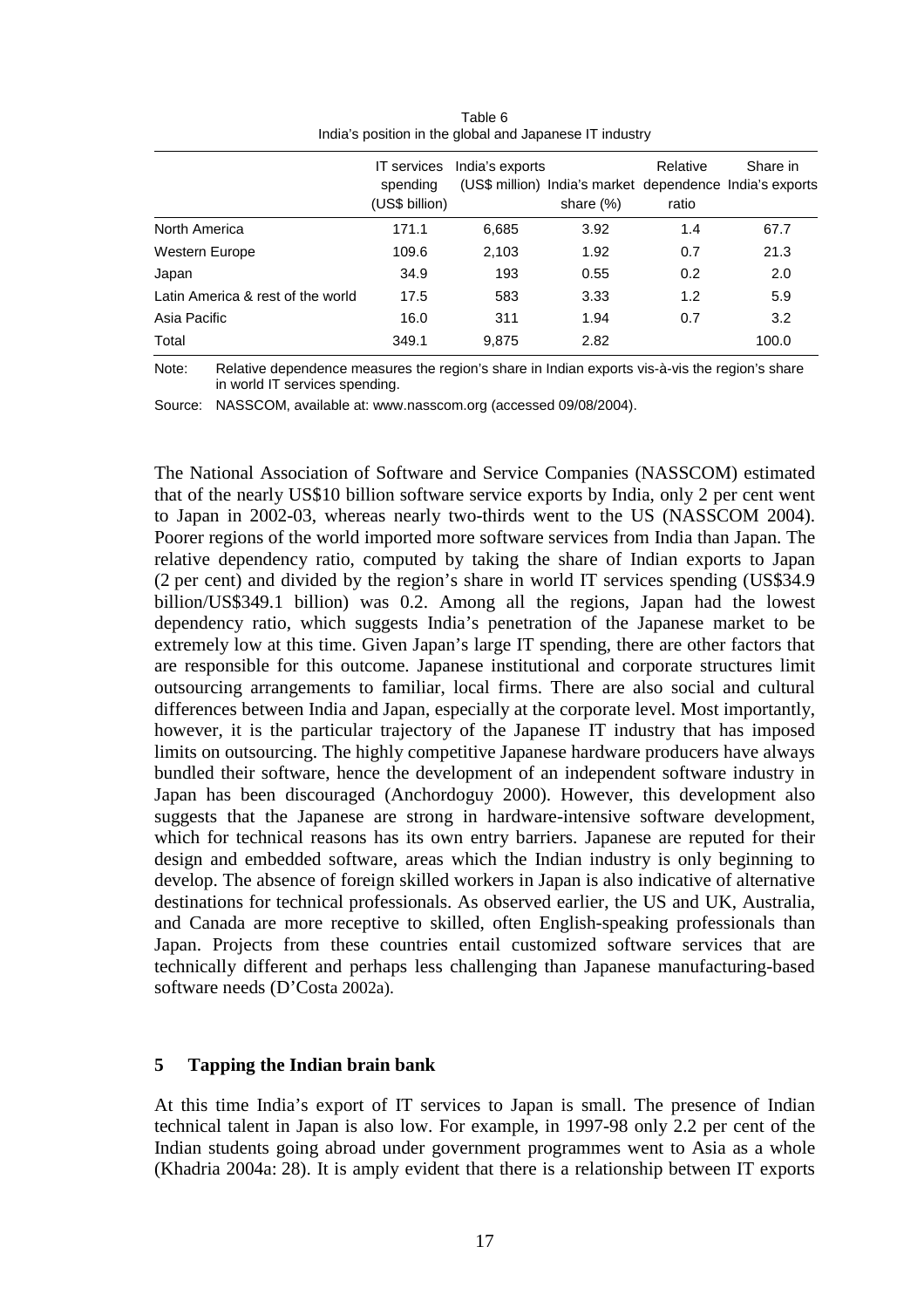Table 6
India's position in the global and Japanese IT industry

| | IT services spending (US$ billion) | India's exports (US$ million) | India's market share (%) | Relative dependence ratio | Share in India's exports |
|---|---|---|---|---|---|
| North America | 171.1 | 6,685 | 3.92 | 1.4 | 67.7 |
| Western Europe | 109.6 | 2,103 | 1.92 | 0.7 | 21.3 |
| Japan | 34.9 | 193 | 0.55 | 0.2 | 2.0 |
| Latin America & rest of the world | 17.5 | 583 | 3.33 | 1.2 | 5.9 |
| Asia Pacific | 16.0 | 311 | 1.94 | 0.7 | 3.2 |
| Total | 349.1 | 9,875 | 2.82 | | 100.0 |

Note: Relative dependence measures the region's share in Indian exports vis-à-vis the region's share in world IT services spending.

Source: NASSCOM, available at: www.nasscom.org (accessed 09/08/2004).

The National Association of Software and Service Companies (NASSCOM) estimated that of the nearly US$10 billion software service exports by India, only 2 per cent went to Japan in 2002-03, whereas nearly two-thirds went to the US (NASSCOM 2004). Poorer regions of the world imported more software services from India than Japan. The relative dependency ratio, computed by taking the share of Indian exports to Japan (2 per cent) and divided by the region's share in world IT services spending (US$34.9 billion/US$349.1 billion) was 0.2. Among all the regions, Japan had the lowest dependency ratio, which suggests India's penetration of the Japanese market to be extremely low at this time. Given Japan's large IT spending, there are other factors that are responsible for this outcome. Japanese institutional and corporate structures limit outsourcing arrangements to familiar, local firms. There are also social and cultural differences between India and Japan, especially at the corporate level. Most importantly, however, it is the particular trajectory of the Japanese IT industry that has imposed limits on outsourcing. The highly competitive Japanese hardware producers have always bundled their software, hence the development of an independent software industry in Japan has been discouraged (Anchordoguy 2000). However, this development also suggests that the Japanese are strong in hardware-intensive software development, which for technical reasons has its own entry barriers. Japanese are reputed for their design and embedded software, areas which the Indian industry is only beginning to develop. The absence of foreign skilled workers in Japan is also indicative of alternative destinations for technical professionals. As observed earlier, the US and UK, Australia, and Canada are more receptive to skilled, often English-speaking professionals than Japan. Projects from these countries entail customized software services that are technically different and perhaps less challenging than Japanese manufacturing-based software needs (D'Costa 2002a).

## 5 Tapping the Indian brain bank

At this time India's export of IT services to Japan is small. The presence of Indian technical talent in Japan is also low. For example, in 1997-98 only 2.2 per cent of the Indian students going abroad under government programmes went to Asia as a whole (Khadria 2004a: 28). It is amply evident that there is a relationship between IT exports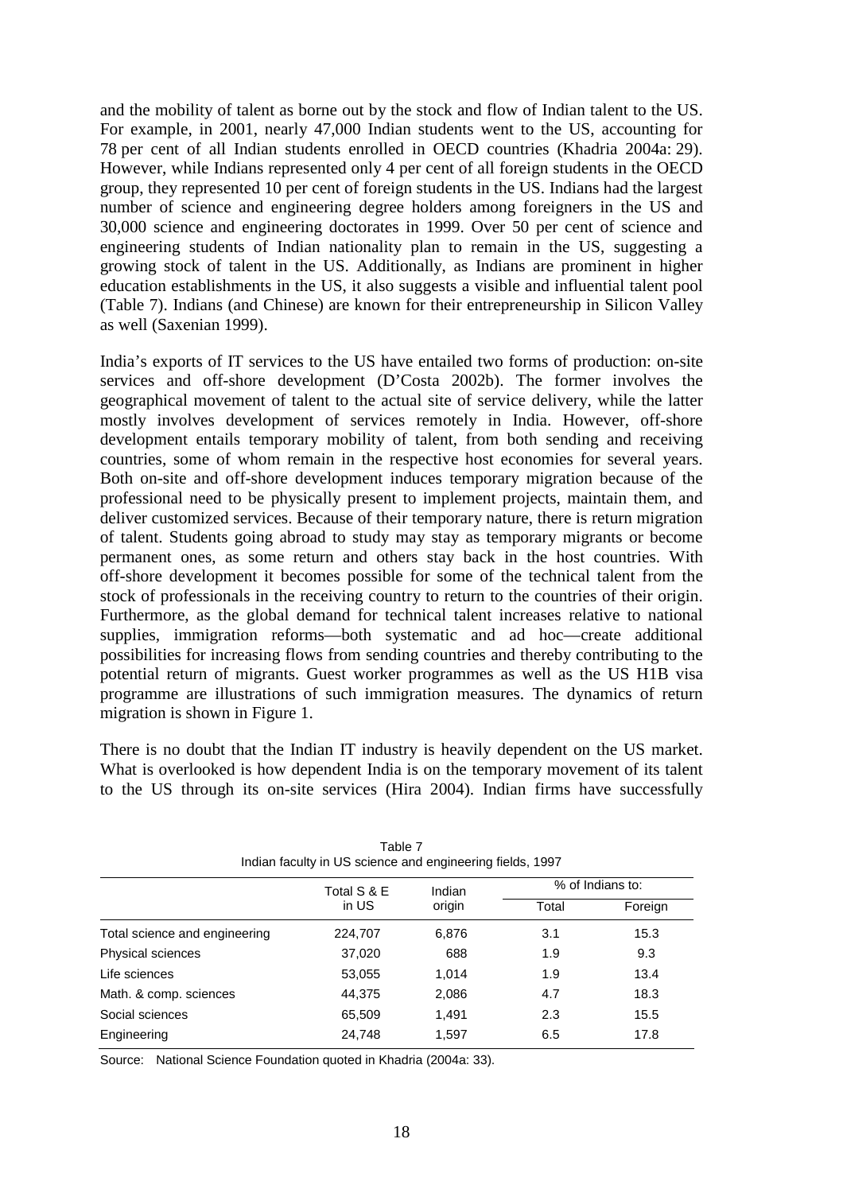and the mobility of talent as borne out by the stock and flow of Indian talent to the US. For example, in 2001, nearly 47,000 Indian students went to the US, accounting for 78 per cent of all Indian students enrolled in OECD countries (Khadria 2004a: 29). However, while Indians represented only 4 per cent of all foreign students in the OECD group, they represented 10 per cent of foreign students in the US. Indians had the largest number of science and engineering degree holders among foreigners in the US and 30,000 science and engineering doctorates in 1999. Over 50 per cent of science and engineering students of Indian nationality plan to remain in the US, suggesting a growing stock of talent in the US. Additionally, as Indians are prominent in higher education establishments in the US, it also suggests a visible and influential talent pool (Table 7). Indians (and Chinese) are known for their entrepreneurship in Silicon Valley as well (Saxenian 1999).

India's exports of IT services to the US have entailed two forms of production: on-site services and off-shore development (D'Costa 2002b). The former involves the geographical movement of talent to the actual site of service delivery, while the latter mostly involves development of services remotely in India. However, off-shore development entails temporary mobility of talent, from both sending and receiving countries, some of whom remain in the respective host economies for several years. Both on-site and off-shore development induces temporary migration because of the professional need to be physically present to implement projects, maintain them, and deliver customized services. Because of their temporary nature, there is return migration of talent. Students going abroad to study may stay as temporary migrants or become permanent ones, as some return and others stay back in the host countries. With off-shore development it becomes possible for some of the technical talent from the stock of professionals in the receiving country to return to the countries of their origin. Furthermore, as the global demand for technical talent increases relative to national supplies, immigration reforms—both systematic and ad hoc—create additional possibilities for increasing flows from sending countries and thereby contributing to the potential return of migrants. Guest worker programmes as well as the US H1B visa programme are illustrations of such immigration measures. The dynamics of return migration is shown in Figure 1.

There is no doubt that the Indian IT industry is heavily dependent on the US market. What is overlooked is how dependent India is on the temporary movement of its talent to the US through its on-site services (Hira 2004). Indian firms have successfully

Table 7
Indian faculty in US science and engineering fields, 1997

| | Total S & E in US | Indian origin | % of Indians to: | |
|---|---|---|---|---|
| | | | Total | Foreign |
| Total science and engineering | 224,707 | 6,876 | 3.1 | 15.3 |
| Physical sciences | 37,020 | 688 | 1.9 | 9.3 |
| Life sciences | 53,055 | 1,014 | 1.9 | 13.4 |
| Math. & comp. sciences | 44,375 | 2,086 | 4.7 | 18.3 |
| Social sciences | 65,509 | 1,491 | 2.3 | 15.5 |
| Engineering | 24,748 | 1,597 | 6.5 | 17.8 |

Source: National Science Foundation quoted in Khadria (2004a: 33).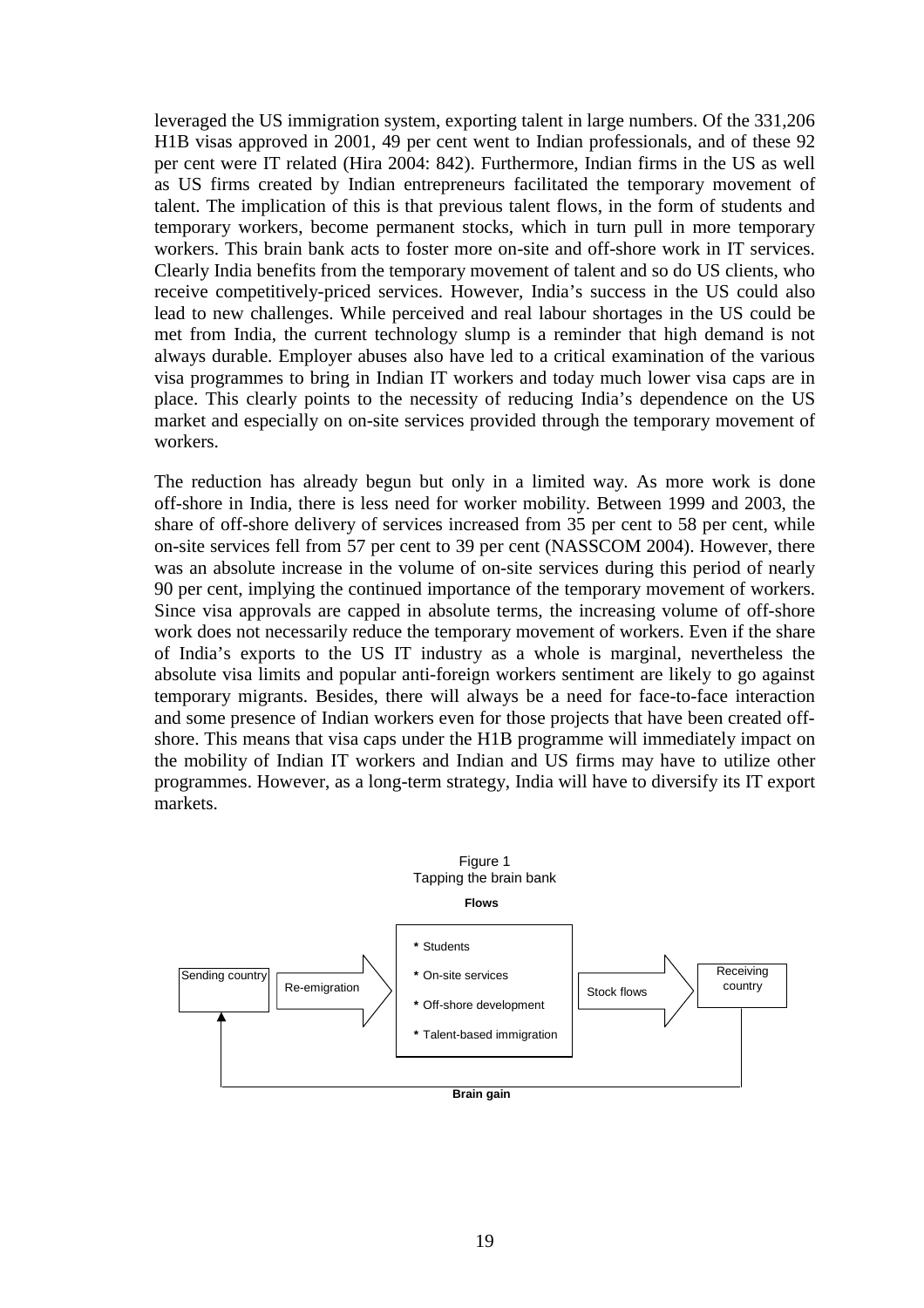leveraged the US immigration system, exporting talent in large numbers. Of the 331,206 H1B visas approved in 2001, 49 per cent went to Indian professionals, and of these 92 per cent were IT related (Hira 2004: 842). Furthermore, Indian firms in the US as well as US firms created by Indian entrepreneurs facilitated the temporary movement of talent. The implication of this is that previous talent flows, in the form of students and temporary workers, become permanent stocks, which in turn pull in more temporary workers. This brain bank acts to foster more on-site and off-shore work in IT services. Clearly India benefits from the temporary movement of talent and so do US clients, who receive competitively-priced services. However, India's success in the US could also lead to new challenges. While perceived and real labour shortages in the US could be met from India, the current technology slump is a reminder that high demand is not always durable. Employer abuses also have led to a critical examination of the various visa programmes to bring in Indian IT workers and today much lower visa caps are in place. This clearly points to the necessity of reducing India's dependence on the US market and especially on on-site services provided through the temporary movement of workers.

The reduction has already begun but only in a limited way. As more work is done off-shore in India, there is less need for worker mobility. Between 1999 and 2003, the share of off-shore delivery of services increased from 35 per cent to 58 per cent, while on-site services fell from 57 per cent to 39 per cent (NASSCOM 2004). However, there was an absolute increase in the volume of on-site services during this period of nearly 90 per cent, implying the continued importance of the temporary movement of workers. Since visa approvals are capped in absolute terms, the increasing volume of off-shore work does not necessarily reduce the temporary movement of workers. Even if the share of India's exports to the US IT industry as a whole is marginal, nevertheless the absolute visa limits and popular anti-foreign workers sentiment are likely to go against temporary migrants. Besides, there will always be a need for face-to-face interaction and some presence of Indian workers even for those projects that have been created off-shore. This means that visa caps under the H1B programme will immediately impact on the mobility of Indian IT workers and Indian and US firms may have to utilize other programmes. However, as a long-term strategy, India will have to diversify its IT export markets.

Figure 1
Tapping the brain bank

**Flows**

Sending country → Re-emigration →
- Students
- On-site services
- Off-shore development
- Talent-based immigration

→ Stock flows → Receiving country

**Brain gain** (Receiving country → Sending country)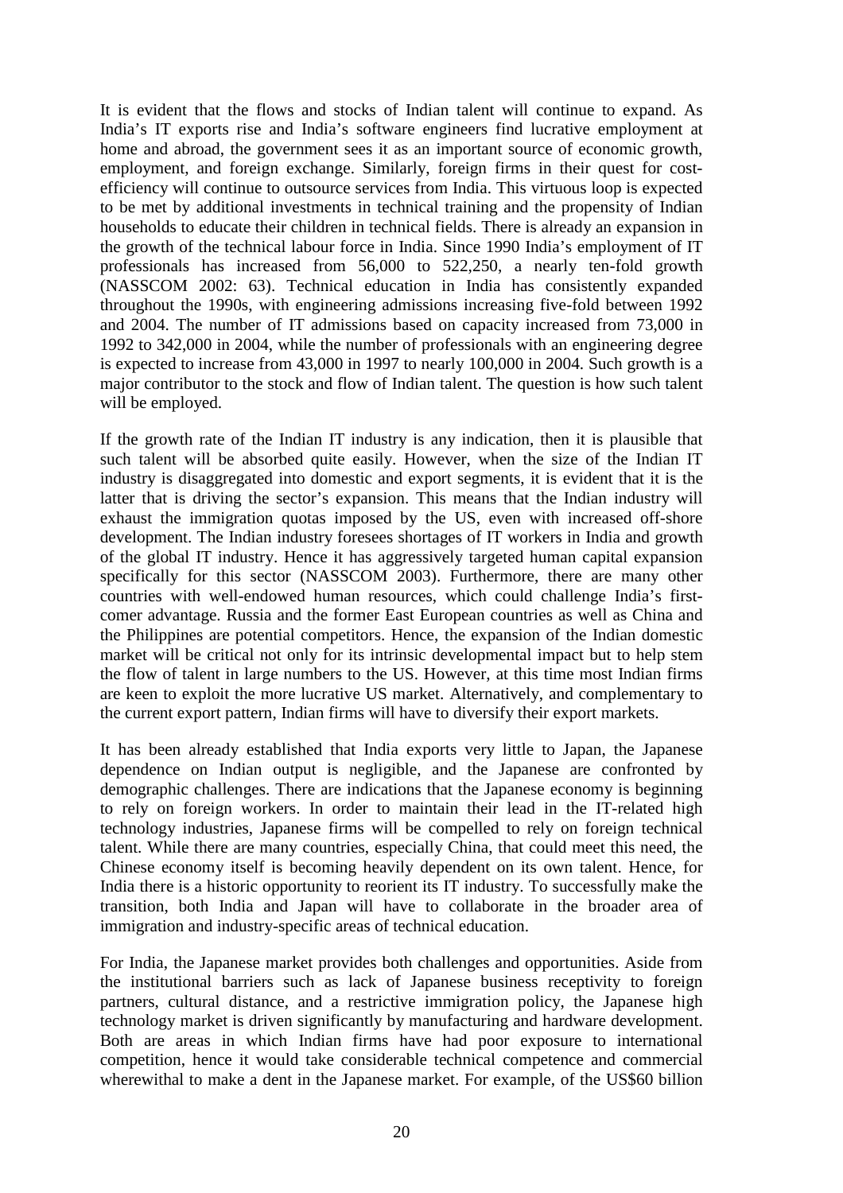It is evident that the flows and stocks of Indian talent will continue to expand. As India's IT exports rise and India's software engineers find lucrative employment at home and abroad, the government sees it as an important source of economic growth, employment, and foreign exchange. Similarly, foreign firms in their quest for cost-efficiency will continue to outsource services from India. This virtuous loop is expected to be met by additional investments in technical training and the propensity of Indian households to educate their children in technical fields. There is already an expansion in the growth of the technical labour force in India. Since 1990 India's employment of IT professionals has increased from 56,000 to 522,250, a nearly ten-fold growth (NASSCOM 2002: 63). Technical education in India has consistently expanded throughout the 1990s, with engineering admissions increasing five-fold between 1992 and 2004. The number of IT admissions based on capacity increased from 73,000 in 1992 to 342,000 in 2004, while the number of professionals with an engineering degree is expected to increase from 43,000 in 1997 to nearly 100,000 in 2004. Such growth is a major contributor to the stock and flow of Indian talent. The question is how such talent will be employed.

If the growth rate of the Indian IT industry is any indication, then it is plausible that such talent will be absorbed quite easily. However, when the size of the Indian IT industry is disaggregated into domestic and export segments, it is evident that it is the latter that is driving the sector's expansion. This means that the Indian industry will exhaust the immigration quotas imposed by the US, even with increased off-shore development. The Indian industry foresees shortages of IT workers in India and growth of the global IT industry. Hence it has aggressively targeted human capital expansion specifically for this sector (NASSCOM 2003). Furthermore, there are many other countries with well-endowed human resources, which could challenge India's first-comer advantage. Russia and the former East European countries as well as China and the Philippines are potential competitors. Hence, the expansion of the Indian domestic market will be critical not only for its intrinsic developmental impact but to help stem the flow of talent in large numbers to the US. However, at this time most Indian firms are keen to exploit the more lucrative US market. Alternatively, and complementary to the current export pattern, Indian firms will have to diversify their export markets.

It has been already established that India exports very little to Japan, the Japanese dependence on Indian output is negligible, and the Japanese are confronted by demographic challenges. There are indications that the Japanese economy is beginning to rely on foreign workers. In order to maintain their lead in the IT-related high technology industries, Japanese firms will be compelled to rely on foreign technical talent. While there are many countries, especially China, that could meet this need, the Chinese economy itself is becoming heavily dependent on its own talent. Hence, for India there is a historic opportunity to reorient its IT industry. To successfully make the transition, both India and Japan will have to collaborate in the broader area of immigration and industry-specific areas of technical education.

For India, the Japanese market provides both challenges and opportunities. Aside from the institutional barriers such as lack of Japanese business receptivity to foreign partners, cultural distance, and a restrictive immigration policy, the Japanese high technology market is driven significantly by manufacturing and hardware development. Both are areas in which Indian firms have had poor exposure to international competition, hence it would take considerable technical competence and commercial wherewithal to make a dent in the Japanese market. For example, of the US$60 billion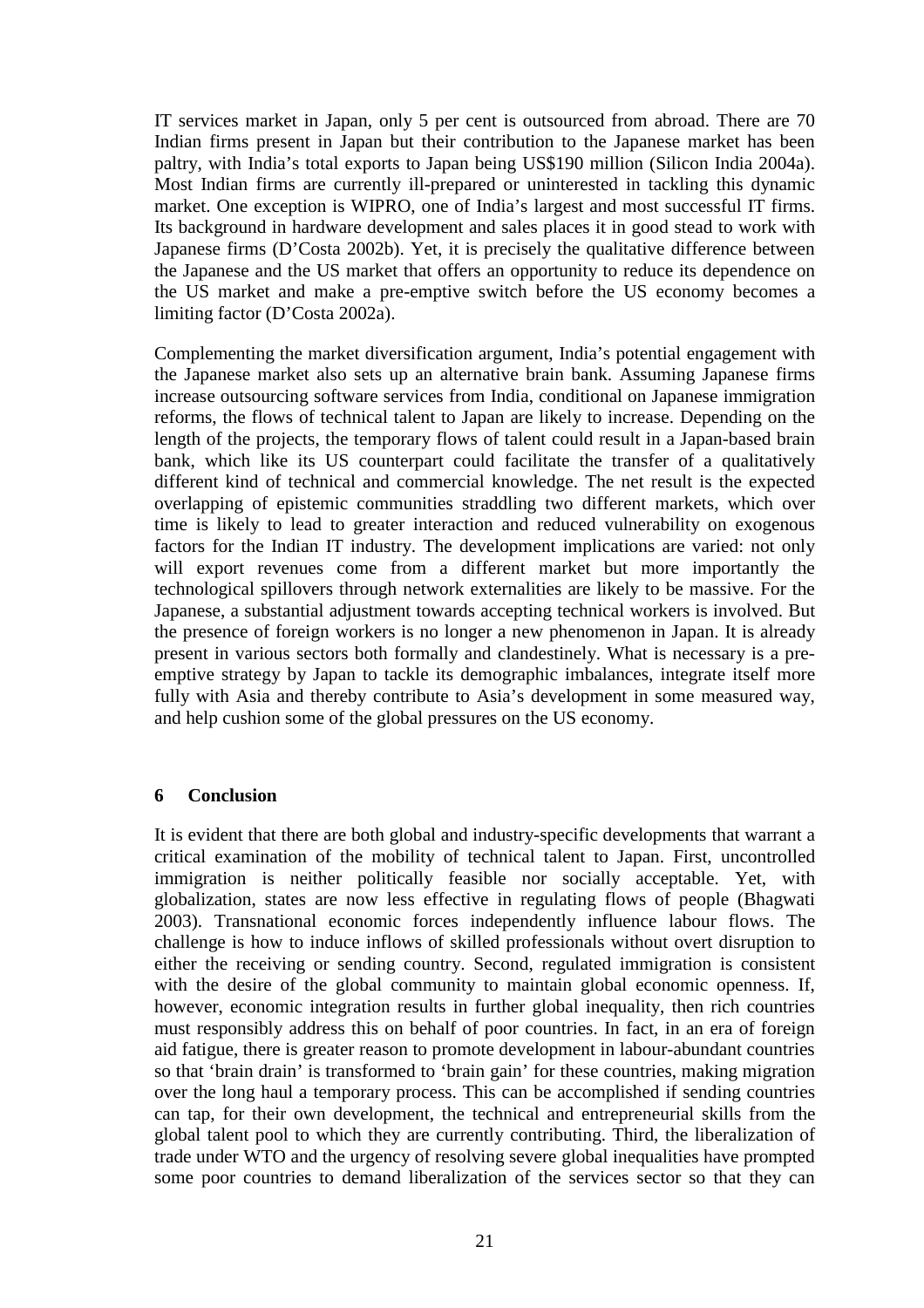IT services market in Japan, only 5 per cent is outsourced from abroad. There are 70 Indian firms present in Japan but their contribution to the Japanese market has been paltry, with India's total exports to Japan being US$190 million (Silicon India 2004a). Most Indian firms are currently ill-prepared or uninterested in tackling this dynamic market. One exception is WIPRO, one of India's largest and most successful IT firms. Its background in hardware development and sales places it in good stead to work with Japanese firms (D'Costa 2002b). Yet, it is precisely the qualitative difference between the Japanese and the US market that offers an opportunity to reduce its dependence on the US market and make a pre-emptive switch before the US economy becomes a limiting factor (D'Costa 2002a).

Complementing the market diversification argument, India's potential engagement with the Japanese market also sets up an alternative brain bank. Assuming Japanese firms increase outsourcing software services from India, conditional on Japanese immigration reforms, the flows of technical talent to Japan are likely to increase. Depending on the length of the projects, the temporary flows of talent could result in a Japan-based brain bank, which like its US counterpart could facilitate the transfer of a qualitatively different kind of technical and commercial knowledge. The net result is the expected overlapping of epistemic communities straddling two different markets, which over time is likely to lead to greater interaction and reduced vulnerability on exogenous factors for the Indian IT industry. The development implications are varied: not only will export revenues come from a different market but more importantly the technological spillovers through network externalities are likely to be massive. For the Japanese, a substantial adjustment towards accepting technical workers is involved. But the presence of foreign workers is no longer a new phenomenon in Japan. It is already present in various sectors both formally and clandestinely. What is necessary is a pre-emptive strategy by Japan to tackle its demographic imbalances, integrate itself more fully with Asia and thereby contribute to Asia's development in some measured way, and help cushion some of the global pressures on the US economy.

## 6 Conclusion

It is evident that there are both global and industry-specific developments that warrant a critical examination of the mobility of technical talent to Japan. First, uncontrolled immigration is neither politically feasible nor socially acceptable. Yet, with globalization, states are now less effective in regulating flows of people (Bhagwati 2003). Transnational economic forces independently influence labour flows. The challenge is how to induce inflows of skilled professionals without overt disruption to either the receiving or sending country. Second, regulated immigration is consistent with the desire of the global community to maintain global economic openness. If, however, economic integration results in further global inequality, then rich countries must responsibly address this on behalf of poor countries. In fact, in an era of foreign aid fatigue, there is greater reason to promote development in labour-abundant countries so that 'brain drain' is transformed to 'brain gain' for these countries, making migration over the long haul a temporary process. This can be accomplished if sending countries can tap, for their own development, the technical and entrepreneurial skills from the global talent pool to which they are currently contributing. Third, the liberalization of trade under WTO and the urgency of resolving severe global inequalities have prompted some poor countries to demand liberalization of the services sector so that they can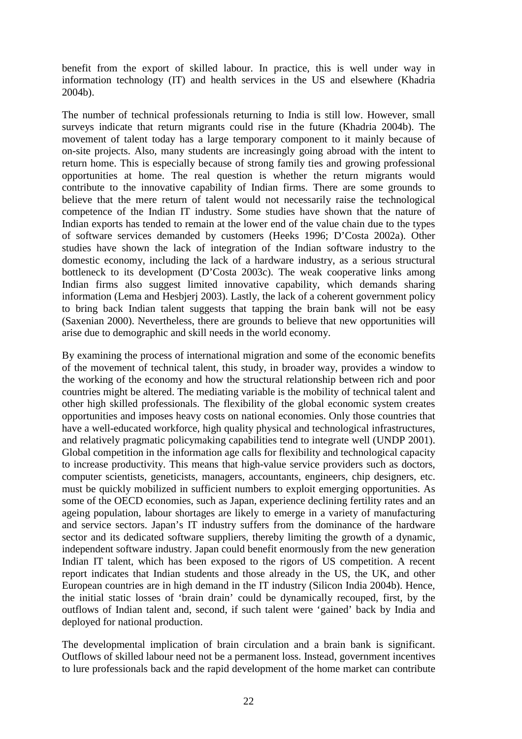benefit from the export of skilled labour. In practice, this is well under way in information technology (IT) and health services in the US and elsewhere (Khadria 2004b).

The number of technical professionals returning to India is still low. However, small surveys indicate that return migrants could rise in the future (Khadria 2004b). The movement of talent today has a large temporary component to it mainly because of on-site projects. Also, many students are increasingly going abroad with the intent to return home. This is especially because of strong family ties and growing professional opportunities at home. The real question is whether the return migrants would contribute to the innovative capability of Indian firms. There are some grounds to believe that the mere return of talent would not necessarily raise the technological competence of the Indian IT industry. Some studies have shown that the nature of Indian exports has tended to remain at the lower end of the value chain due to the types of software services demanded by customers (Heeks 1996; D'Costa 2002a). Other studies have shown the lack of integration of the Indian software industry to the domestic economy, including the lack of a hardware industry, as a serious structural bottleneck to its development (D'Costa 2003c). The weak cooperative links among Indian firms also suggest limited innovative capability, which demands sharing information (Lema and Hesbjerj 2003). Lastly, the lack of a coherent government policy to bring back Indian talent suggests that tapping the brain bank will not be easy (Saxenian 2000). Nevertheless, there are grounds to believe that new opportunities will arise due to demographic and skill needs in the world economy.

By examining the process of international migration and some of the economic benefits of the movement of technical talent, this study, in broader way, provides a window to the working of the economy and how the structural relationship between rich and poor countries might be altered. The mediating variable is the mobility of technical talent and other high skilled professionals. The flexibility of the global economic system creates opportunities and imposes heavy costs on national economies. Only those countries that have a well-educated workforce, high quality physical and technological infrastructures, and relatively pragmatic policymaking capabilities tend to integrate well (UNDP 2001). Global competition in the information age calls for flexibility and technological capacity to increase productivity. This means that high-value service providers such as doctors, computer scientists, geneticists, managers, accountants, engineers, chip designers, etc. must be quickly mobilized in sufficient numbers to exploit emerging opportunities. As some of the OECD economies, such as Japan, experience declining fertility rates and an ageing population, labour shortages are likely to emerge in a variety of manufacturing and service sectors. Japan's IT industry suffers from the dominance of the hardware sector and its dedicated software suppliers, thereby limiting the growth of a dynamic, independent software industry. Japan could benefit enormously from the new generation Indian IT talent, which has been exposed to the rigors of US competition. A recent report indicates that Indian students and those already in the US, the UK, and other European countries are in high demand in the IT industry (Silicon India 2004b). Hence, the initial static losses of 'brain drain' could be dynamically recouped, first, by the outflows of Indian talent and, second, if such talent were 'gained' back by India and deployed for national production.

The developmental implication of brain circulation and a brain bank is significant. Outflows of skilled labour need not be a permanent loss. Instead, government incentives to lure professionals back and the rapid development of the home market can contribute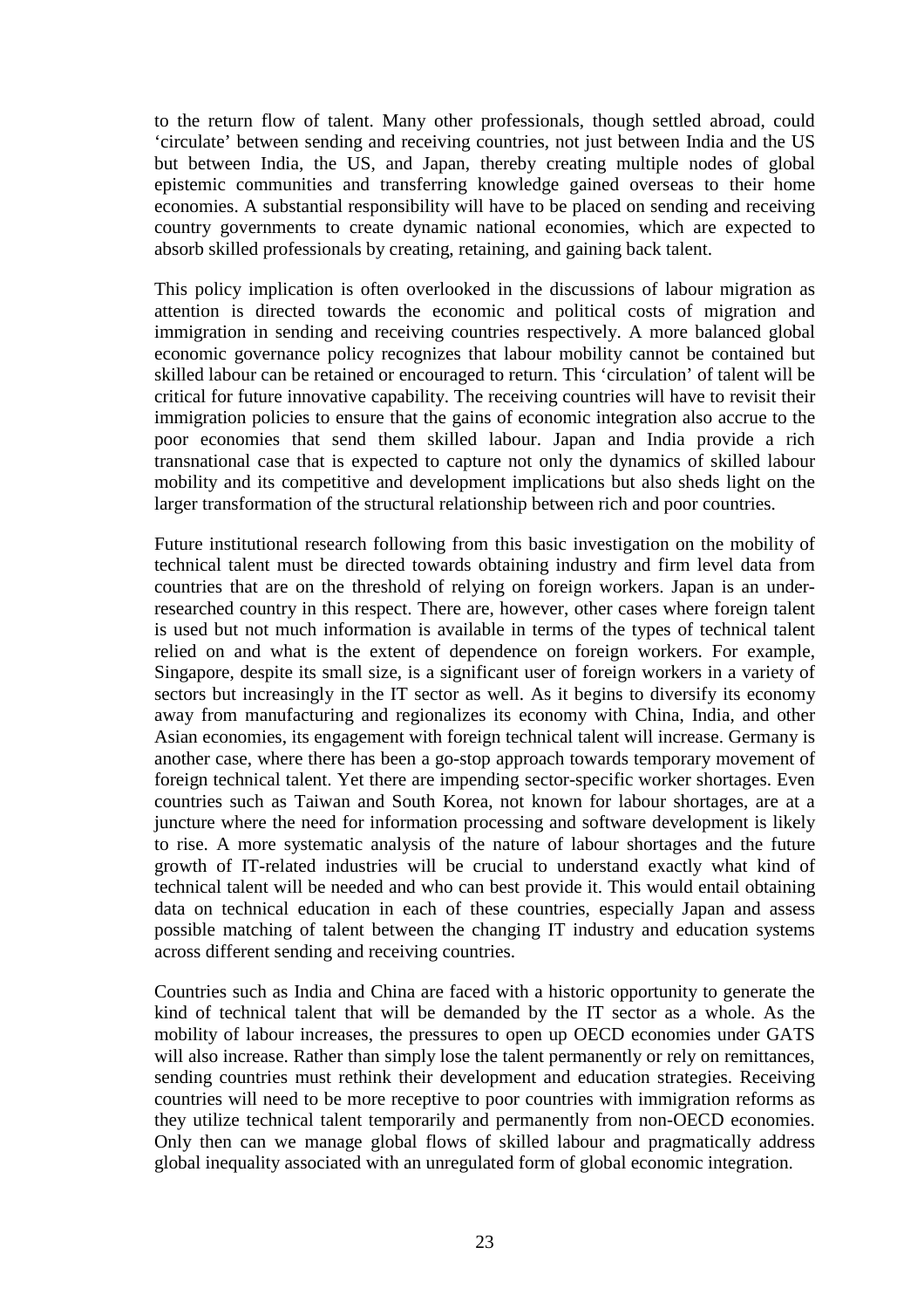to the return flow of talent. Many other professionals, though settled abroad, could 'circulate' between sending and receiving countries, not just between India and the US but between India, the US, and Japan, thereby creating multiple nodes of global epistemic communities and transferring knowledge gained overseas to their home economies. A substantial responsibility will have to be placed on sending and receiving country governments to create dynamic national economies, which are expected to absorb skilled professionals by creating, retaining, and gaining back talent.

This policy implication is often overlooked in the discussions of labour migration as attention is directed towards the economic and political costs of migration and immigration in sending and receiving countries respectively. A more balanced global economic governance policy recognizes that labour mobility cannot be contained but skilled labour can be retained or encouraged to return. This 'circulation' of talent will be critical for future innovative capability. The receiving countries will have to revisit their immigration policies to ensure that the gains of economic integration also accrue to the poor economies that send them skilled labour. Japan and India provide a rich transnational case that is expected to capture not only the dynamics of skilled labour mobility and its competitive and development implications but also sheds light on the larger transformation of the structural relationship between rich and poor countries.

Future institutional research following from this basic investigation on the mobility of technical talent must be directed towards obtaining industry and firm level data from countries that are on the threshold of relying on foreign workers. Japan is an under-researched country in this respect. There are, however, other cases where foreign talent is used but not much information is available in terms of the types of technical talent relied on and what is the extent of dependence on foreign workers. For example, Singapore, despite its small size, is a significant user of foreign workers in a variety of sectors but increasingly in the IT sector as well. As it begins to diversify its economy away from manufacturing and regionalizes its economy with China, India, and other Asian economies, its engagement with foreign technical talent will increase. Germany is another case, where there has been a go-stop approach towards temporary movement of foreign technical talent. Yet there are impending sector-specific worker shortages. Even countries such as Taiwan and South Korea, not known for labour shortages, are at a juncture where the need for information processing and software development is likely to rise. A more systematic analysis of the nature of labour shortages and the future growth of IT-related industries will be crucial to understand exactly what kind of technical talent will be needed and who can best provide it. This would entail obtaining data on technical education in each of these countries, especially Japan and assess possible matching of talent between the changing IT industry and education systems across different sending and receiving countries.

Countries such as India and China are faced with a historic opportunity to generate the kind of technical talent that will be demanded by the IT sector as a whole. As the mobility of labour increases, the pressures to open up OECD economies under GATS will also increase. Rather than simply lose the talent permanently or rely on remittances, sending countries must rethink their development and education strategies. Receiving countries will need to be more receptive to poor countries with immigration reforms as they utilize technical talent temporarily and permanently from non-OECD economies. Only then can we manage global flows of skilled labour and pragmatically address global inequality associated with an unregulated form of global economic integration.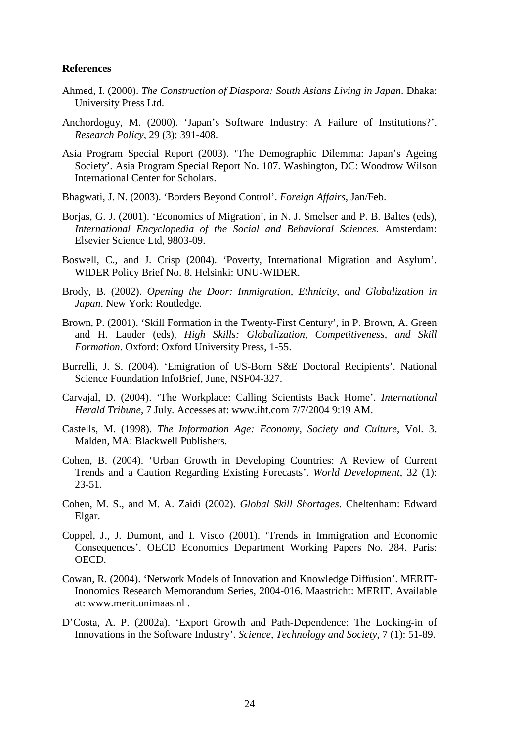**References**

Ahmed, I. (2000). *The Construction of Diaspora: South Asians Living in Japan*. Dhaka: University Press Ltd.

Anchordoguy, M. (2000). 'Japan's Software Industry: A Failure of Institutions?'. *Research Policy*, 29 (3): 391-408.

Asia Program Special Report (2003). 'The Demographic Dilemma: Japan's Ageing Society'. Asia Program Special Report No. 107. Washington, DC: Woodrow Wilson International Center for Scholars.

Bhagwati, J. N. (2003). 'Borders Beyond Control'. *Foreign Affairs*, Jan/Feb.

Borjas, G. J. (2001). 'Economics of Migration', in N. J. Smelser and P. B. Baltes (eds), *International Encyclopedia of the Social and Behavioral Sciences*. Amsterdam: Elsevier Science Ltd, 9803-09.

Boswell, C., and J. Crisp (2004). 'Poverty, International Migration and Asylum'. WIDER Policy Brief No. 8. Helsinki: UNU-WIDER.

Brody, B. (2002). *Opening the Door: Immigration, Ethnicity, and Globalization in Japan*. New York: Routledge.

Brown, P. (2001). 'Skill Formation in the Twenty-First Century', in P. Brown, A. Green and H. Lauder (eds), *High Skills: Globalization, Competitiveness, and Skill Formation*. Oxford: Oxford University Press, 1-55.

Burrelli, J. S. (2004). 'Emigration of US-Born S&E Doctoral Recipients'. National Science Foundation InfoBrief, June, NSF04-327.

Carvajal, D. (2004). 'The Workplace: Calling Scientists Back Home'. *International Herald Tribune*, 7 July. Accesses at: www.iht.com 7/7/2004 9:19 AM.

Castells, M. (1998). *The Information Age: Economy, Society and Culture*, Vol. 3. Malden, MA: Blackwell Publishers.

Cohen, B. (2004). 'Urban Growth in Developing Countries: A Review of Current Trends and a Caution Regarding Existing Forecasts'. *World Development*, 32 (1): 23-51.

Cohen, M. S., and M. A. Zaidi (2002). *Global Skill Shortages*. Cheltenham: Edward Elgar.

Coppel, J., J. Dumont, and I. Visco (2001). 'Trends in Immigration and Economic Consequences'. OECD Economics Department Working Papers No. 284. Paris: OECD.

Cowan, R. (2004). 'Network Models of Innovation and Knowledge Diffusion'. MERIT-Inonomics Research Memorandum Series, 2004-016. Maastricht: MERIT. Available at: www.merit.unimaas.nl .

D'Costa, A. P. (2002a). 'Export Growth and Path-Dependence: The Locking-in of Innovations in the Software Industry'. *Science, Technology and Society*, 7 (1): 51-89.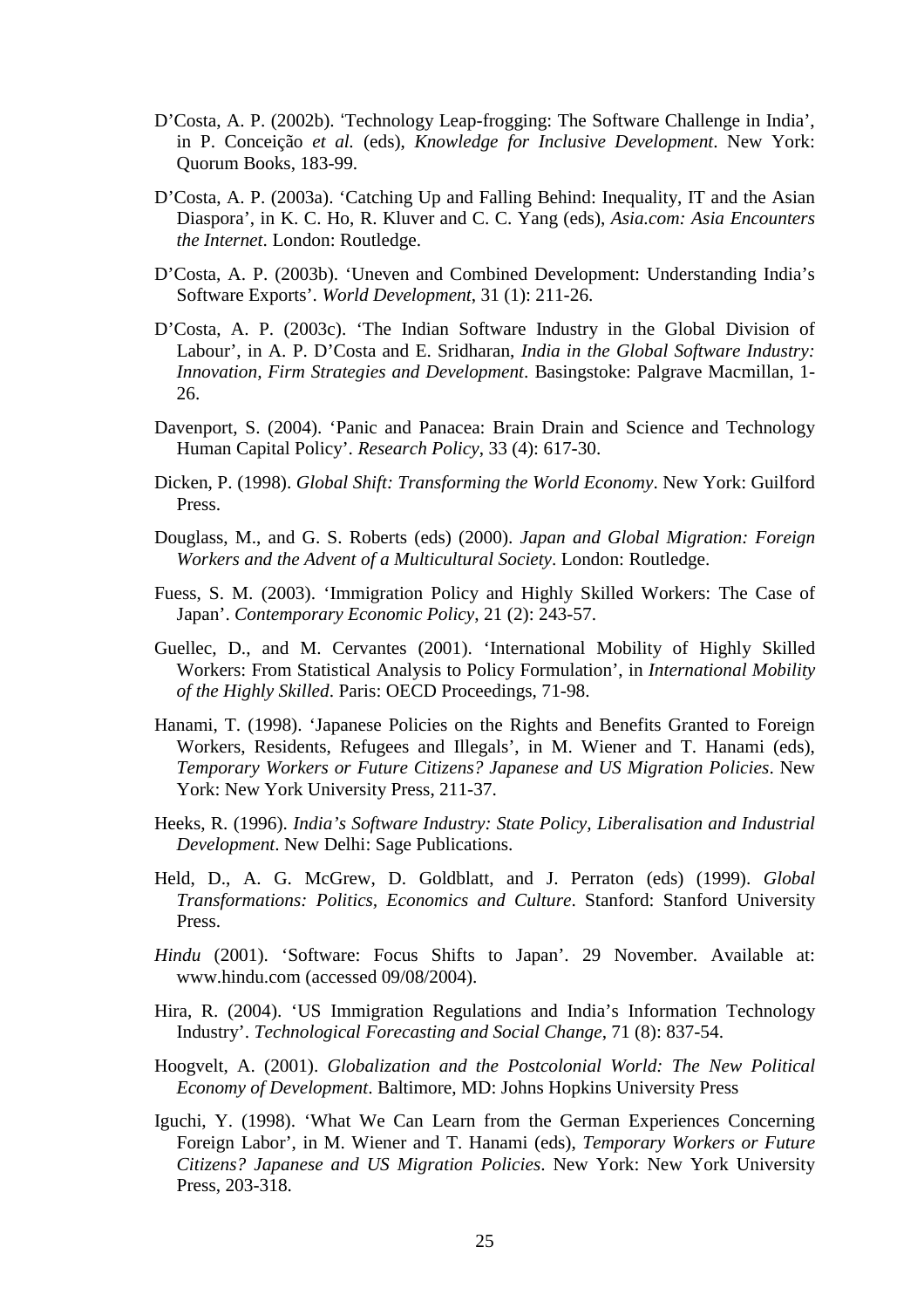D'Costa, A. P. (2002b). 'Technology Leap-frogging: The Software Challenge in India', in P. Conceição *et al.* (eds), *Knowledge for Inclusive Development*. New York: Quorum Books, 183-99.

D'Costa, A. P. (2003a). 'Catching Up and Falling Behind: Inequality, IT and the Asian Diaspora', in K. C. Ho, R. Kluver and C. C. Yang (eds), *Asia.com: Asia Encounters the Internet*. London: Routledge.

D'Costa, A. P. (2003b). 'Uneven and Combined Development: Understanding India's Software Exports'. *World Development*, 31 (1): 211-26.

D'Costa, A. P. (2003c). 'The Indian Software Industry in the Global Division of Labour', in A. P. D'Costa and E. Sridharan, *India in the Global Software Industry: Innovation, Firm Strategies and Development*. Basingstoke: Palgrave Macmillan, 1-26.

Davenport, S. (2004). 'Panic and Panacea: Brain Drain and Science and Technology Human Capital Policy'. *Research Policy*, 33 (4): 617-30.

Dicken, P. (1998). *Global Shift: Transforming the World Economy*. New York: Guilford Press.

Douglass, M., and G. S. Roberts (eds) (2000). *Japan and Global Migration: Foreign Workers and the Advent of a Multicultural Society*. London: Routledge.

Fuess, S. M. (2003). 'Immigration Policy and Highly Skilled Workers: The Case of Japan'. *Contemporary Economic Policy*, 21 (2): 243-57.

Guellec, D., and M. Cervantes (2001). 'International Mobility of Highly Skilled Workers: From Statistical Analysis to Policy Formulation', in *International Mobility of the Highly Skilled*. Paris: OECD Proceedings, 71-98.

Hanami, T. (1998). 'Japanese Policies on the Rights and Benefits Granted to Foreign Workers, Residents, Refugees and Illegals', in M. Wiener and T. Hanami (eds), *Temporary Workers or Future Citizens? Japanese and US Migration Policies*. New York: New York University Press, 211-37.

Heeks, R. (1996). *India's Software Industry: State Policy, Liberalisation and Industrial Development*. New Delhi: Sage Publications.

Held, D., A. G. McGrew, D. Goldblatt, and J. Perraton (eds) (1999). *Global Transformations: Politics, Economics and Culture*. Stanford: Stanford University Press.

*Hindu* (2001). 'Software: Focus Shifts to Japan'. 29 November. Available at: www.hindu.com (accessed 09/08/2004).

Hira, R. (2004). 'US Immigration Regulations and India's Information Technology Industry'. *Technological Forecasting and Social Change*, 71 (8): 837-54.

Hoogvelt, A. (2001). *Globalization and the Postcolonial World: The New Political Economy of Development*. Baltimore, MD: Johns Hopkins University Press

Iguchi, Y. (1998). 'What We Can Learn from the German Experiences Concerning Foreign Labor', in M. Wiener and T. Hanami (eds), *Temporary Workers or Future Citizens? Japanese and US Migration Policies*. New York: New York University Press, 203-318.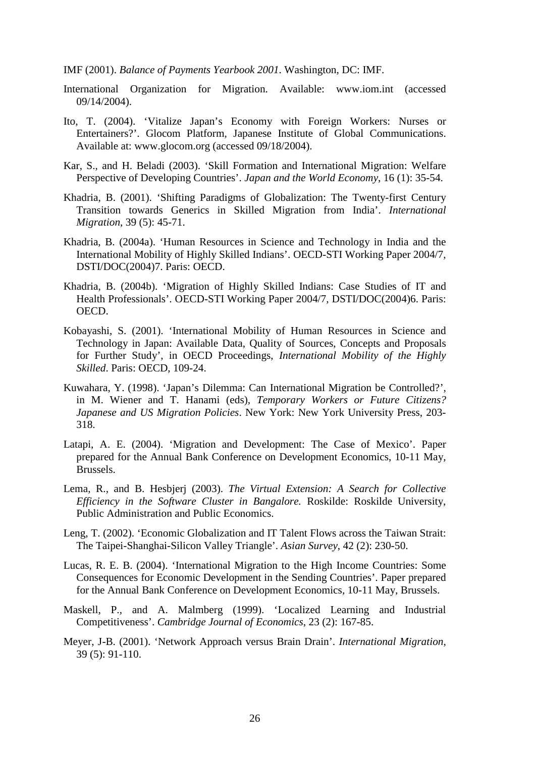IMF (2001). *Balance of Payments Yearbook 2001*. Washington, DC: IMF.

International Organization for Migration. Available: www.iom.int (accessed 09/14/2004).

Ito, T. (2004). 'Vitalize Japan's Economy with Foreign Workers: Nurses or Entertainers?'. Glocom Platform, Japanese Institute of Global Communications. Available at: www.glocom.org (accessed 09/18/2004).

Kar, S., and H. Beladi (2003). 'Skill Formation and International Migration: Welfare Perspective of Developing Countries'. *Japan and the World Economy*, 16 (1): 35-54.

Khadria, B. (2001). 'Shifting Paradigms of Globalization: The Twenty-first Century Transition towards Generics in Skilled Migration from India'. *International Migration*, 39 (5): 45-71.

Khadria, B. (2004a). 'Human Resources in Science and Technology in India and the International Mobility of Highly Skilled Indians'. OECD-STI Working Paper 2004/7, DSTI/DOC(2004)7. Paris: OECD.

Khadria, B. (2004b). 'Migration of Highly Skilled Indians: Case Studies of IT and Health Professionals'. OECD-STI Working Paper 2004/7, DSTI/DOC(2004)6. Paris: OECD.

Kobayashi, S. (2001). 'International Mobility of Human Resources in Science and Technology in Japan: Available Data, Quality of Sources, Concepts and Proposals for Further Study', in OECD Proceedings, *International Mobility of the Highly Skilled*. Paris: OECD, 109-24.

Kuwahara, Y. (1998). 'Japan's Dilemma: Can International Migration be Controlled?', in M. Wiener and T. Hanami (eds), *Temporary Workers or Future Citizens? Japanese and US Migration Policies*. New York: New York University Press, 203-318.

Latapi, A. E. (2004). 'Migration and Development: The Case of Mexico'. Paper prepared for the Annual Bank Conference on Development Economics, 10-11 May, Brussels.

Lema, R., and B. Hesbjerj (2003). *The Virtual Extension: A Search for Collective Efficiency in the Software Cluster in Bangalore.* Roskilde: Roskilde University, Public Administration and Public Economics.

Leng, T. (2002). 'Economic Globalization and IT Talent Flows across the Taiwan Strait: The Taipei-Shanghai-Silicon Valley Triangle'. *Asian Survey*, 42 (2): 230-50.

Lucas, R. E. B. (2004). 'International Migration to the High Income Countries: Some Consequences for Economic Development in the Sending Countries'. Paper prepared for the Annual Bank Conference on Development Economics, 10-11 May, Brussels.

Maskell, P., and A. Malmberg (1999). 'Localized Learning and Industrial Competitiveness'. *Cambridge Journal of Economics*, 23 (2): 167-85.

Meyer, J-B. (2001). 'Network Approach versus Brain Drain'. *International Migration*, 39 (5): 91-110.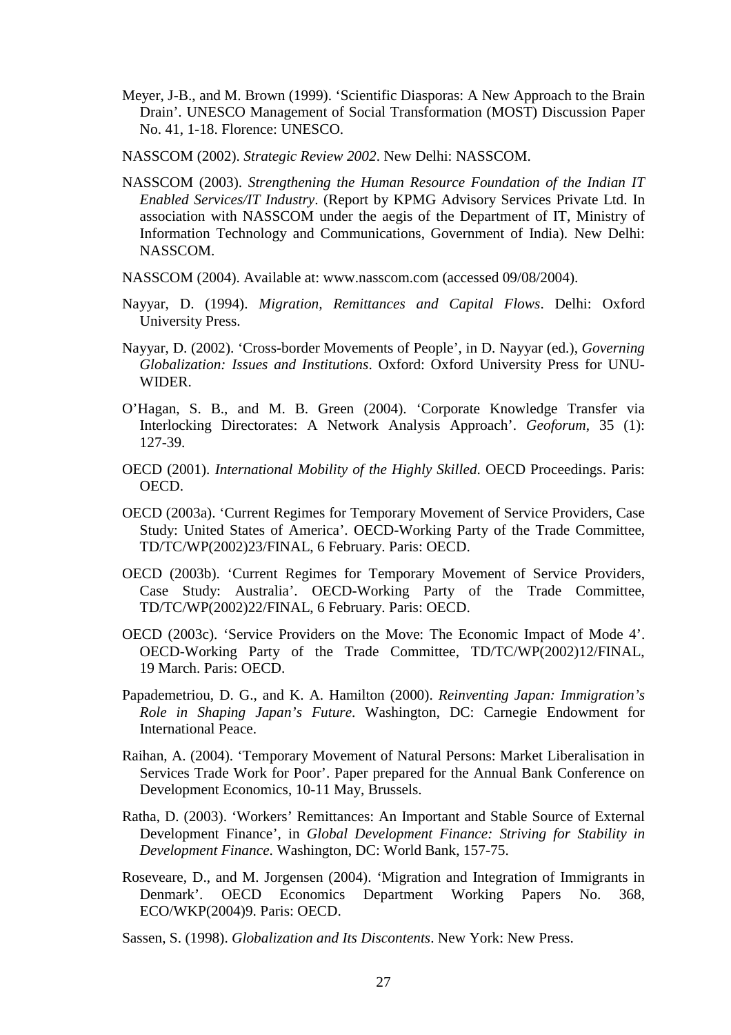Meyer, J-B., and M. Brown (1999). 'Scientific Diasporas: A New Approach to the Brain Drain'. UNESCO Management of Social Transformation (MOST) Discussion Paper No. 41, 1-18. Florence: UNESCO.

NASSCOM (2002). *Strategic Review 2002*. New Delhi: NASSCOM.

NASSCOM (2003). *Strengthening the Human Resource Foundation of the Indian IT Enabled Services/IT Industry*. (Report by KPMG Advisory Services Private Ltd. In association with NASSCOM under the aegis of the Department of IT, Ministry of Information Technology and Communications, Government of India). New Delhi: NASSCOM.

NASSCOM (2004). Available at: www.nasscom.com (accessed 09/08/2004).

Nayyar, D. (1994). *Migration, Remittances and Capital Flows*. Delhi: Oxford University Press.

Nayyar, D. (2002). 'Cross-border Movements of People', in D. Nayyar (ed.), *Governing Globalization: Issues and Institutions*. Oxford: Oxford University Press for UNU-WIDER.

O'Hagan, S. B., and M. B. Green (2004). 'Corporate Knowledge Transfer via Interlocking Directorates: A Network Analysis Approach'. *Geoforum*, 35 (1): 127-39.

OECD (2001). *International Mobility of the Highly Skilled*. OECD Proceedings. Paris: OECD.

OECD (2003a). 'Current Regimes for Temporary Movement of Service Providers, Case Study: United States of America'. OECD-Working Party of the Trade Committee, TD/TC/WP(2002)23/FINAL, 6 February. Paris: OECD.

OECD (2003b). 'Current Regimes for Temporary Movement of Service Providers, Case Study: Australia'. OECD-Working Party of the Trade Committee, TD/TC/WP(2002)22/FINAL, 6 February. Paris: OECD.

OECD (2003c). 'Service Providers on the Move: The Economic Impact of Mode 4'. OECD-Working Party of the Trade Committee, TD/TC/WP(2002)12/FINAL, 19 March. Paris: OECD.

Papademetriou, D. G., and K. A. Hamilton (2000). *Reinventing Japan: Immigration's Role in Shaping Japan's Future*. Washington, DC: Carnegie Endowment for International Peace.

Raihan, A. (2004). 'Temporary Movement of Natural Persons: Market Liberalisation in Services Trade Work for Poor'. Paper prepared for the Annual Bank Conference on Development Economics, 10-11 May, Brussels.

Ratha, D. (2003). 'Workers' Remittances: An Important and Stable Source of External Development Finance', in *Global Development Finance: Striving for Stability in Development Finance*. Washington, DC: World Bank, 157-75.

Roseveare, D., and M. Jorgensen (2004). 'Migration and Integration of Immigrants in Denmark'. OECD Economics Department Working Papers No. 368, ECO/WKP(2004)9. Paris: OECD.

Sassen, S. (1998). *Globalization and Its Discontents*. New York: New Press.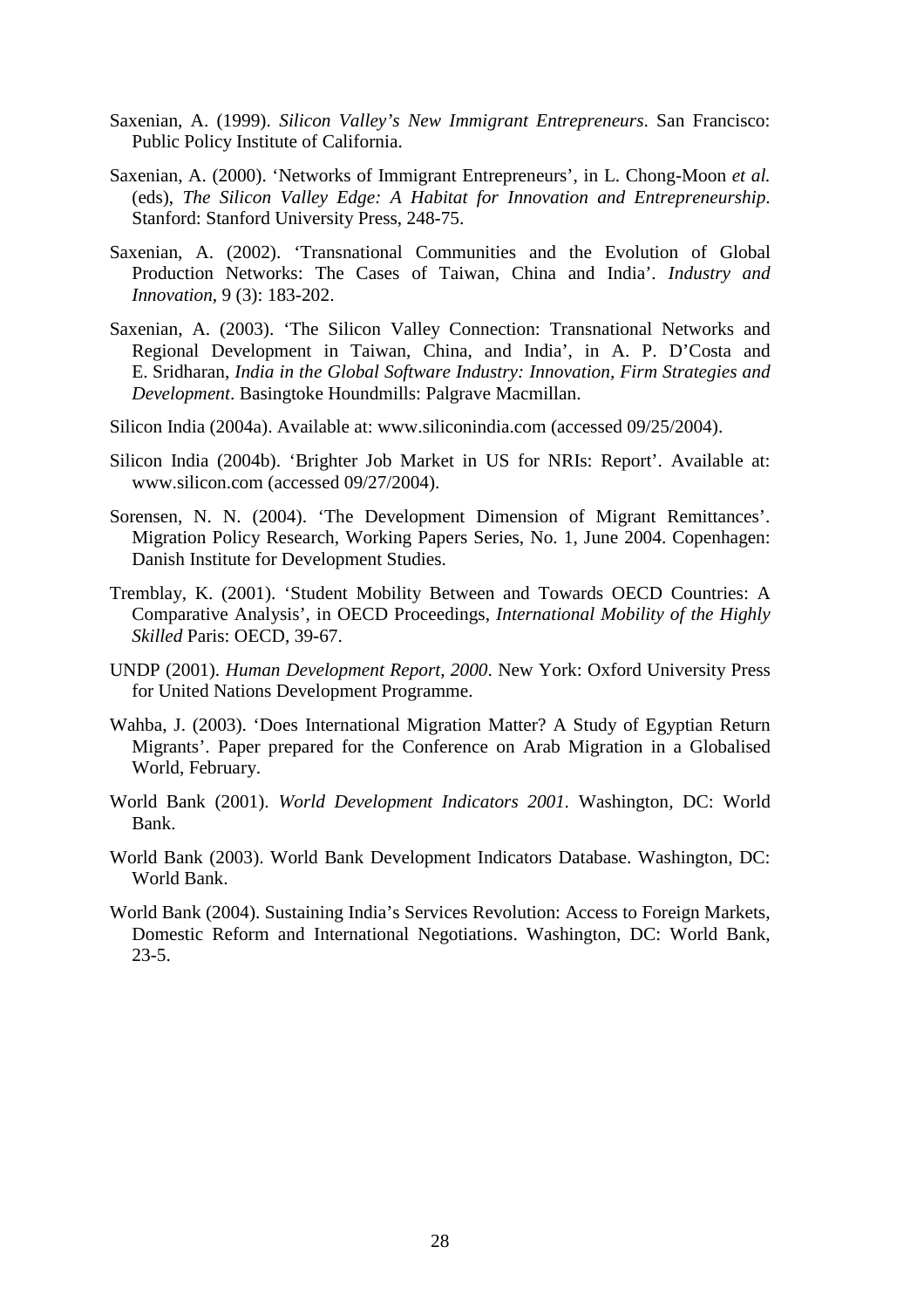Saxenian, A. (1999). *Silicon Valley's New Immigrant Entrepreneurs*. San Francisco: Public Policy Institute of California.

Saxenian, A. (2000). 'Networks of Immigrant Entrepreneurs', in L. Chong-Moon *et al.* (eds), *The Silicon Valley Edge: A Habitat for Innovation and Entrepreneurship*. Stanford: Stanford University Press, 248-75.

Saxenian, A. (2002). 'Transnational Communities and the Evolution of Global Production Networks: The Cases of Taiwan, China and India'. *Industry and Innovation*, 9 (3): 183-202.

Saxenian, A. (2003). 'The Silicon Valley Connection: Transnational Networks and Regional Development in Taiwan, China, and India', in A. P. D'Costa and E. Sridharan, *India in the Global Software Industry: Innovation, Firm Strategies and Development*. Basingtoke Houndmills: Palgrave Macmillan.

Silicon India (2004a). Available at: www.siliconindia.com (accessed 09/25/2004).

Silicon India (2004b). 'Brighter Job Market in US for NRIs: Report'. Available at: www.silicon.com (accessed 09/27/2004).

Sorensen, N. N. (2004). 'The Development Dimension of Migrant Remittances'. Migration Policy Research, Working Papers Series, No. 1, June 2004. Copenhagen: Danish Institute for Development Studies.

Tremblay, K. (2001). 'Student Mobility Between and Towards OECD Countries: A Comparative Analysis', in OECD Proceedings, *International Mobility of the Highly Skilled* Paris: OECD, 39-67.

UNDP (2001). *Human Development Report, 2000*. New York: Oxford University Press for United Nations Development Programme.

Wahba, J. (2003). 'Does International Migration Matter? A Study of Egyptian Return Migrants'. Paper prepared for the Conference on Arab Migration in a Globalised World, February.

World Bank (2001). *World Development Indicators 2001*. Washington, DC: World Bank.

World Bank (2003). World Bank Development Indicators Database. Washington, DC: World Bank.

World Bank (2004). Sustaining India's Services Revolution: Access to Foreign Markets, Domestic Reform and International Negotiations. Washington, DC: World Bank, 23-5.